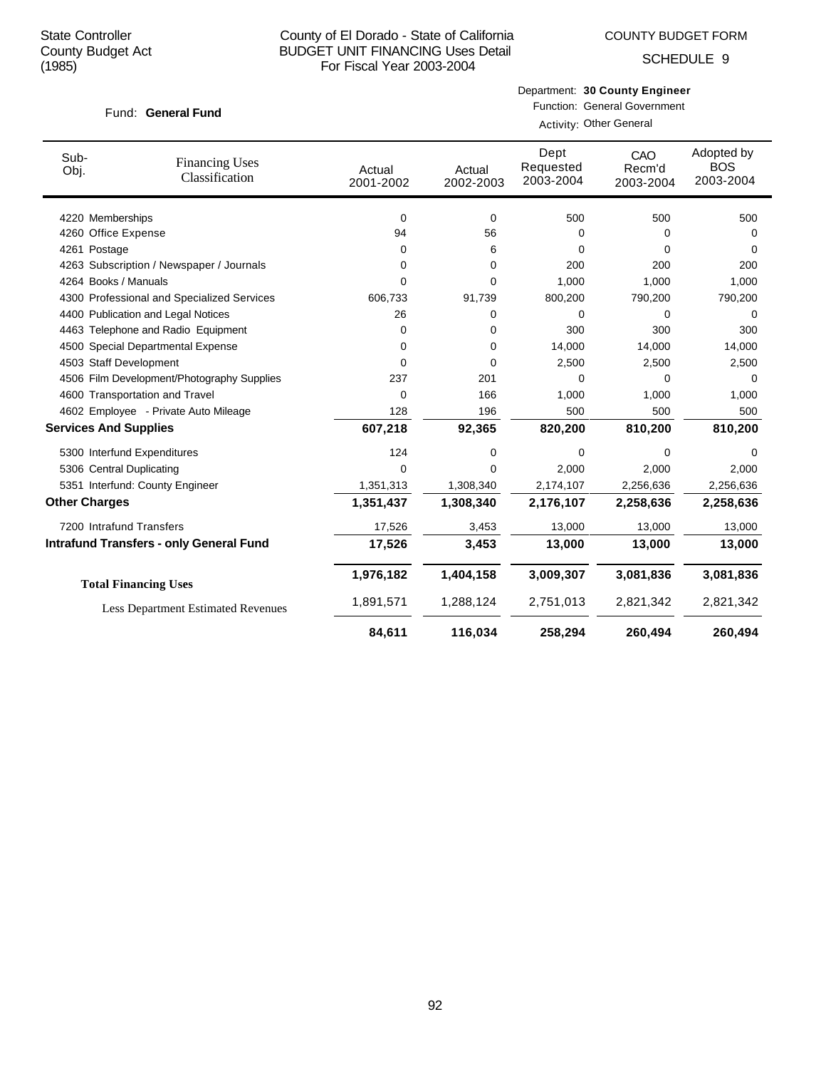State Controller
County Budget Act
(1985)

County of El Dorado - State of California
BUDGET UNIT FINANCING Uses Detail
For Fiscal Year 2003-2004

COUNTY BUDGET FORM
SCHEDULE 9

Fund: **General Fund**

Department: **30 County Engineer**
Function: General Government
Activity: Other General

| Sub-Obj. | Financing Uses Classification | Actual 2001-2002 | Actual 2002-2003 | Dept Requested 2003-2004 | CAO Recm'd 2003-2004 | Adopted by BOS 2003-2004 |
|---|---|---|---|---|---|---|
| 4220 | Memberships | 0 | 0 | 500 | 500 | 500 |
| 4260 | Office Expense | 94 | 56 | 0 | 0 | 0 |
| 4261 | Postage | 0 | 6 | 0 | 0 | 0 |
| 4263 | Subscription / Newspaper / Journals | 0 | 0 | 200 | 200 | 200 |
| 4264 | Books / Manuals | 0 | 0 | 1,000 | 1,000 | 1,000 |
| 4300 | Professional and Specialized Services | 606,733 | 91,739 | 800,200 | 790,200 | 790,200 |
| 4400 | Publication and Legal Notices | 26 | 0 | 0 | 0 | 0 |
| 4463 | Telephone and Radio Equipment | 0 | 0 | 300 | 300 | 300 |
| 4500 | Special Departmental Expense | 0 | 0 | 14,000 | 14,000 | 14,000 |
| 4503 | Staff Development | 0 | 0 | 2,500 | 2,500 | 2,500 |
| 4506 | Film Development/Photography Supplies | 237 | 201 | 0 | 0 | 0 |
| 4600 | Transportation and Travel | 0 | 166 | 1,000 | 1,000 | 1,000 |
| 4602 | Employee - Private Auto Mileage | 128 | 196 | 500 | 500 | 500 |
| **Services And Supplies** | | **607,218** | **92,365** | **820,200** | **810,200** | **810,200** |
| 5300 | Interfund Expenditures | 124 | 0 | 0 | 0 | 0 |
| 5306 | Central Duplicating | 0 | 0 | 2,000 | 2,000 | 2,000 |
| 5351 | Interfund: County Engineer | 1,351,313 | 1,308,340 | 2,174,107 | 2,256,636 | 2,256,636 |
| **Other Charges** | | **1,351,437** | **1,308,340** | **2,176,107** | **2,258,636** | **2,258,636** |
| 7200 | Intrafund Transfers | 17,526 | 3,453 | 13,000 | 13,000 | 13,000 |
| **Intrafund Transfers - only General Fund** | | **17,526** | **3,453** | **13,000** | **13,000** | **13,000** |
| **Total Financing Uses** | | **1,976,182** | **1,404,158** | **3,009,307** | **3,081,836** | **3,081,836** |
| | Less Department Estimated Revenues | 1,891,571 | 1,288,124 | 2,751,013 | 2,821,342 | 2,821,342 |
| | | **84,611** | **116,034** | **258,294** | **260,494** | **260,494** |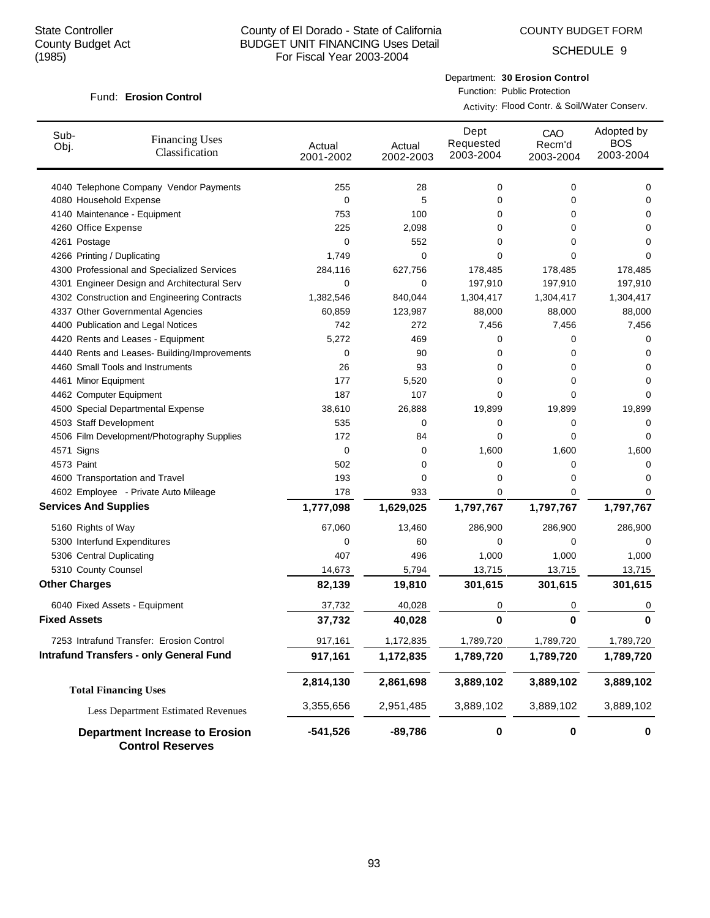State Controller
County Budget Act
(1985)

# County of El Dorado - State of California
## BUDGET UNIT FINANCING Uses Detail
For Fiscal Year 2003-2004

COUNTY BUDGET FORM
SCHEDULE 9

Fund: **Erosion Control**

Department: **30 Erosion Control**
Function: Public Protection
Activity: Flood Contr. & Soil/Water Conserv.

| Sub-Obj. | Financing Uses Classification | Actual 2001-2002 | Actual 2002-2003 | Dept Requested 2003-2004 | CAO Recm'd 2003-2004 | Adopted by BOS 2003-2004 |
|---|---|---|---|---|---|---|
| 4040 | Telephone Company Vendor Payments | 255 | 28 | 0 | 0 | 0 |
| 4080 | Household Expense | 0 | 5 | 0 | 0 | 0 |
| 4140 | Maintenance - Equipment | 753 | 100 | 0 | 0 | 0 |
| 4260 | Office Expense | 225 | 2,098 | 0 | 0 | 0 |
| 4261 | Postage | 0 | 552 | 0 | 0 | 0 |
| 4266 | Printing / Duplicating | 1,749 | 0 | 0 | 0 | 0 |
| 4300 | Professional and Specialized Services | 284,116 | 627,756 | 178,485 | 178,485 | 178,485 |
| 4301 | Engineer Design and Architectural Serv | 0 | 0 | 197,910 | 197,910 | 197,910 |
| 4302 | Construction and Engineering Contracts | 1,382,546 | 840,044 | 1,304,417 | 1,304,417 | 1,304,417 |
| 4337 | Other Governmental Agencies | 60,859 | 123,987 | 88,000 | 88,000 | 88,000 |
| 4400 | Publication and Legal Notices | 742 | 272 | 7,456 | 7,456 | 7,456 |
| 4420 | Rents and Leases - Equipment | 5,272 | 469 | 0 | 0 | 0 |
| 4440 | Rents and Leases- Building/Improvements | 0 | 90 | 0 | 0 | 0 |
| 4460 | Small Tools and Instruments | 26 | 93 | 0 | 0 | 0 |
| 4461 | Minor Equipment | 177 | 5,520 | 0 | 0 | 0 |
| 4462 | Computer Equipment | 187 | 107 | 0 | 0 | 0 |
| 4500 | Special Departmental Expense | 38,610 | 26,888 | 19,899 | 19,899 | 19,899 |
| 4503 | Staff Development | 535 | 0 | 0 | 0 | 0 |
| 4506 | Film Development/Photography Supplies | 172 | 84 | 0 | 0 | 0 |
| 4571 | Signs | 0 | 0 | 1,600 | 1,600 | 1,600 |
| 4573 | Paint | 502 | 0 | 0 | 0 | 0 |
| 4600 | Transportation and Travel | 193 | 0 | 0 | 0 | 0 |
| 4602 | Employee - Private Auto Mileage | 178 | 933 | 0 | 0 | 0 |
| **Services And Supplies** | | **1,777,098** | **1,629,025** | **1,797,767** | **1,797,767** | **1,797,767** |
| 5160 | Rights of Way | 67,060 | 13,460 | 286,900 | 286,900 | 286,900 |
| 5300 | Interfund Expenditures | 0 | 60 | 0 | 0 | 0 |
| 5306 | Central Duplicating | 407 | 496 | 1,000 | 1,000 | 1,000 |
| 5310 | County Counsel | 14,673 | 5,794 | 13,715 | 13,715 | 13,715 |
| **Other Charges** | | **82,139** | **19,810** | **301,615** | **301,615** | **301,615** |
| 6040 | Fixed Assets - Equipment | 37,732 | 40,028 | 0 | 0 | 0 |
| **Fixed Assets** | | **37,732** | **40,028** | **0** | **0** | **0** |
| 7253 | Intrafund Transfer: Erosion Control | 917,161 | 1,172,835 | 1,789,720 | 1,789,720 | 1,789,720 |
| **Intrafund Transfers - only General Fund** | | **917,161** | **1,172,835** | **1,789,720** | **1,789,720** | **1,789,720** |
| **Total Financing Uses** | | **2,814,130** | **2,861,698** | **3,889,102** | **3,889,102** | **3,889,102** |
| Less Department Estimated Revenues | | 3,355,656 | 2,951,485 | 3,889,102 | 3,889,102 | 3,889,102 |
| **Department Increase to Erosion Control Reserves** | | **-541,526** | **-89,786** | **0** | **0** | **0** |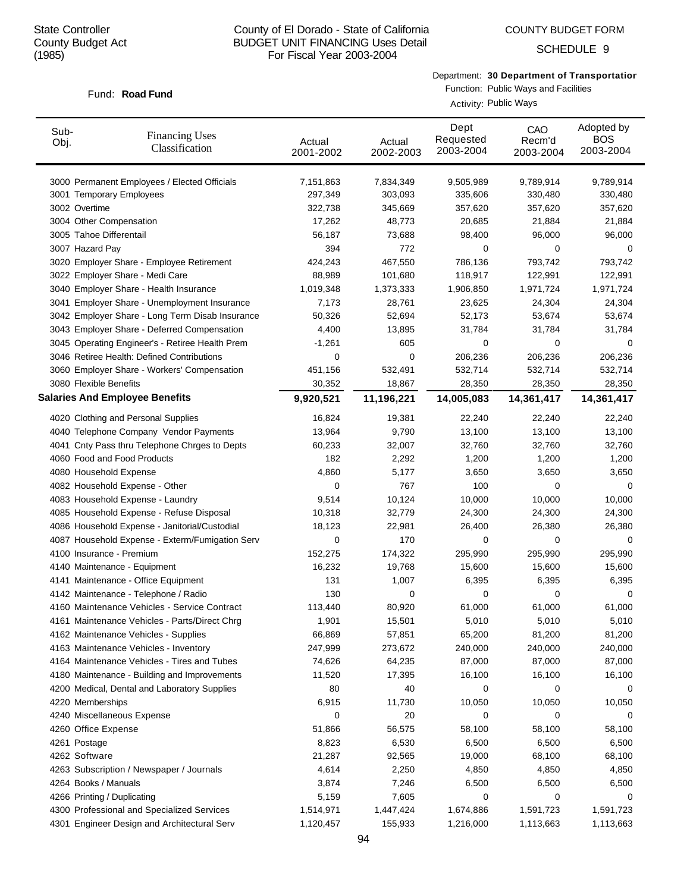State Controller
County Budget Act
(1985)

County of El Dorado - State of California
BUDGET UNIT FINANCING Uses Detail
For Fiscal Year 2003-2004

COUNTY BUDGET FORM
SCHEDULE 9

Fund: **Road Fund**

Department: **30 Department of Transportatior**
Function: Public Ways and Facilities
Activity: Public Ways

| Sub-Obj. | Financing Uses Classification | Actual 2001-2002 | Actual 2002-2003 | Dept Requested 2003-2004 | CAO Recm'd 2003-2004 | Adopted by BOS 2003-2004 |
|---|---|---|---|---|---|---|
| 3000 | Permanent Employees / Elected Officials | 7,151,863 | 7,834,349 | 9,505,989 | 9,789,914 | 9,789,914 |
| 3001 | Temporary Employees | 297,349 | 303,093 | 335,606 | 330,480 | 330,480 |
| 3002 | Overtime | 322,738 | 345,669 | 357,620 | 357,620 | 357,620 |
| 3004 | Other Compensation | 17,262 | 48,773 | 20,685 | 21,884 | 21,884 |
| 3005 | Tahoe Differentail | 56,187 | 73,688 | 98,400 | 96,000 | 96,000 |
| 3007 | Hazard Pay | 394 | 772 | 0 | 0 | 0 |
| 3020 | Employer Share - Employee Retirement | 424,243 | 467,550 | 786,136 | 793,742 | 793,742 |
| 3022 | Employer Share - Medi Care | 88,989 | 101,680 | 118,917 | 122,991 | 122,991 |
| 3040 | Employer Share - Health Insurance | 1,019,348 | 1,373,333 | 1,906,850 | 1,971,724 | 1,971,724 |
| 3041 | Employer Share - Unemployment Insurance | 7,173 | 28,761 | 23,625 | 24,304 | 24,304 |
| 3042 | Employer Share - Long Term Disab Insurance | 50,326 | 52,694 | 52,173 | 53,674 | 53,674 |
| 3043 | Employer Share - Deferred Compensation | 4,400 | 13,895 | 31,784 | 31,784 | 31,784 |
| 3045 | Operating Engineer's - Retiree Health Prem | -1,261 | 605 | 0 | 0 | 0 |
| 3046 | Retiree Health: Defined Contributions | 0 | 0 | 206,236 | 206,236 | 206,236 |
| 3060 | Employer Share - Workers' Compensation | 451,156 | 532,491 | 532,714 | 532,714 | 532,714 |
| 3080 | Flexible Benefits | 30,352 | 18,867 | 28,350 | 28,350 | 28,350 |
| **Salaries And Employee Benefits** | | **9,920,521** | **11,196,221** | **14,005,083** | **14,361,417** | **14,361,417** |
| 4020 | Clothing and Personal Supplies | 16,824 | 19,381 | 22,240 | 22,240 | 22,240 |
| 4040 | Telephone Company Vendor Payments | 13,964 | 9,790 | 13,100 | 13,100 | 13,100 |
| 4041 | Cnty Pass thru Telephone Chrges to Depts | 60,233 | 32,007 | 32,760 | 32,760 | 32,760 |
| 4060 | Food and Food Products | 182 | 2,292 | 1,200 | 1,200 | 1,200 |
| 4080 | Household Expense | 4,860 | 5,177 | 3,650 | 3,650 | 3,650 |
| 4082 | Household Expense - Other | 0 | 767 | 100 | 0 | 0 |
| 4083 | Household Expense - Laundry | 9,514 | 10,124 | 10,000 | 10,000 | 10,000 |
| 4085 | Household Expense - Refuse Disposal | 10,318 | 32,779 | 24,300 | 24,300 | 24,300 |
| 4086 | Household Expense - Janitorial/Custodial | 18,123 | 22,981 | 26,400 | 26,380 | 26,380 |
| 4087 | Household Expense - Exterm/Fumigation Serv | 0 | 170 | 0 | 0 | 0 |
| 4100 | Insurance - Premium | 152,275 | 174,322 | 295,990 | 295,990 | 295,990 |
| 4140 | Maintenance - Equipment | 16,232 | 19,768 | 15,600 | 15,600 | 15,600 |
| 4141 | Maintenance - Office Equipment | 131 | 1,007 | 6,395 | 6,395 | 6,395 |
| 4142 | Maintenance - Telephone / Radio | 130 | 0 | 0 | 0 | 0 |
| 4160 | Maintenance Vehicles - Service Contract | 113,440 | 80,920 | 61,000 | 61,000 | 61,000 |
| 4161 | Maintenance Vehicles - Parts/Direct Chrg | 1,901 | 15,501 | 5,010 | 5,010 | 5,010 |
| 4162 | Maintenance Vehicles - Supplies | 66,869 | 57,851 | 65,200 | 81,200 | 81,200 |
| 4163 | Maintenance Vehicles - Inventory | 247,999 | 273,672 | 240,000 | 240,000 | 240,000 |
| 4164 | Maintenance Vehicles - Tires and Tubes | 74,626 | 64,235 | 87,000 | 87,000 | 87,000 |
| 4180 | Maintenance - Building and Improvements | 11,520 | 17,395 | 16,100 | 16,100 | 16,100 |
| 4200 | Medical, Dental and Laboratory Supplies | 80 | 40 | 0 | 0 | 0 |
| 4220 | Memberships | 6,915 | 11,730 | 10,050 | 10,050 | 10,050 |
| 4240 | Miscellaneous Expense | 0 | 20 | 0 | 0 | 0 |
| 4260 | Office Expense | 51,866 | 56,575 | 58,100 | 58,100 | 58,100 |
| 4261 | Postage | 8,823 | 6,530 | 6,500 | 6,500 | 6,500 |
| 4262 | Software | 21,287 | 92,565 | 19,000 | 68,100 | 68,100 |
| 4263 | Subscription / Newspaper / Journals | 4,614 | 2,250 | 4,850 | 4,850 | 4,850 |
| 4264 | Books / Manuals | 3,874 | 7,246 | 6,500 | 6,500 | 6,500 |
| 4266 | Printing / Duplicating | 5,159 | 7,605 | 0 | 0 | 0 |
| 4300 | Professional and Specialized Services | 1,514,971 | 1,447,424 | 1,674,886 | 1,591,723 | 1,591,723 |
| 4301 | Engineer Design and Architectural Serv | 1,120,457 | 155,933 | 1,216,000 | 1,113,663 | 1,113,663 |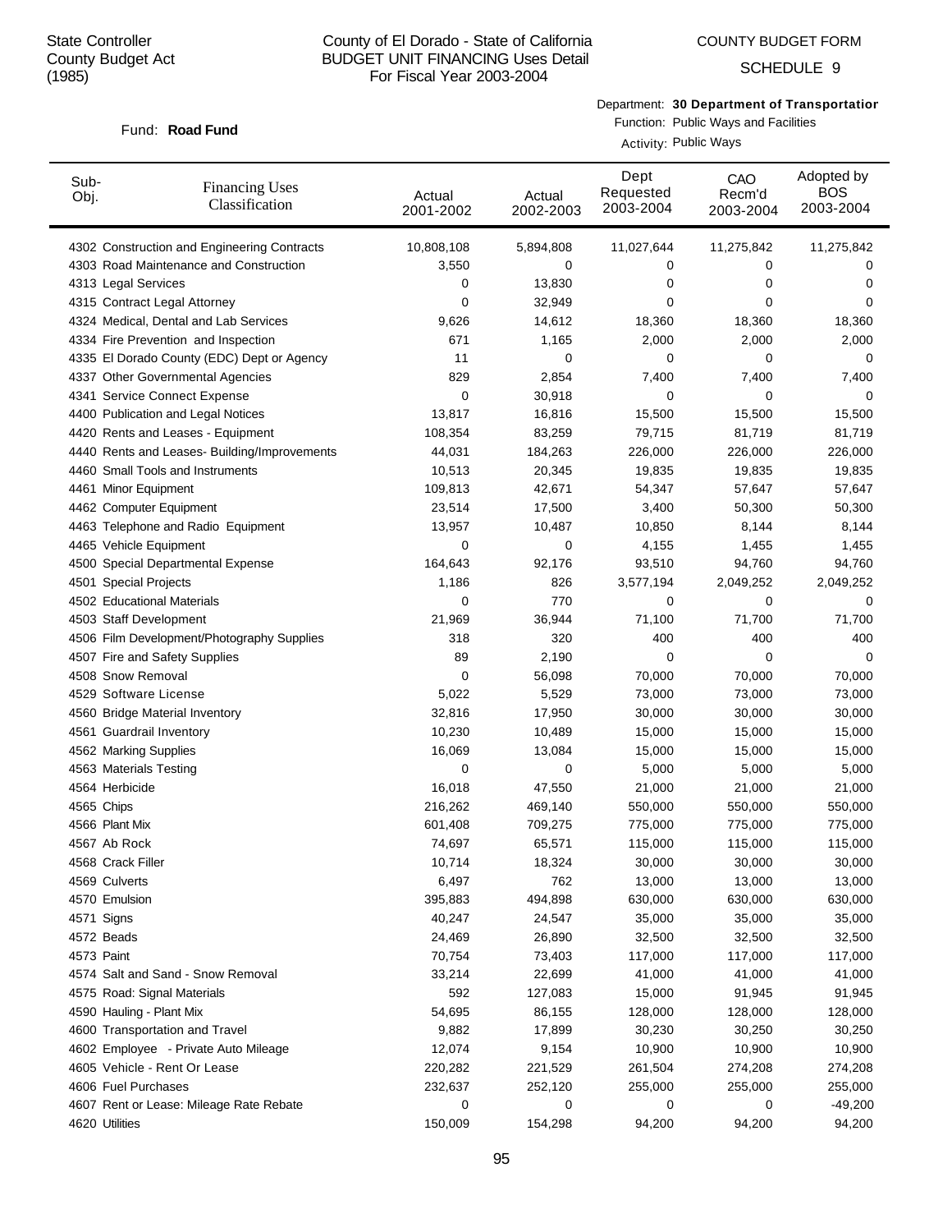State Controller
County Budget Act
(1985)

County of El Dorado - State of California
BUDGET UNIT FINANCING Uses Detail
For Fiscal Year 2003-2004

COUNTY BUDGET FORM

SCHEDULE 9

Fund: **Road Fund**

Department: **30 Department of Transportatior**
Function: Public Ways and Facilities
Activity: Public Ways

| Sub-Obj. | Financing Uses Classification | Actual 2001-2002 | Actual 2002-2003 | Dept Requested 2003-2004 | CAO Recm'd 2003-2004 | Adopted by BOS 2003-2004 |
|---|---|---|---|---|---|---|
| 4302 | Construction and Engineering Contracts | 10,808,108 | 5,894,808 | 11,027,644 | 11,275,842 | 11,275,842 |
| 4303 | Road Maintenance and Construction | 3,550 | 0 | 0 | 0 | 0 |
| 4313 | Legal Services | 0 | 13,830 | 0 | 0 | 0 |
| 4315 | Contract Legal Attorney | 0 | 32,949 | 0 | 0 | 0 |
| 4324 | Medical, Dental and Lab Services | 9,626 | 14,612 | 18,360 | 18,360 | 18,360 |
| 4334 | Fire Prevention and Inspection | 671 | 1,165 | 2,000 | 2,000 | 2,000 |
| 4335 | El Dorado County (EDC) Dept or Agency | 11 | 0 | 0 | 0 | 0 |
| 4337 | Other Governmental Agencies | 829 | 2,854 | 7,400 | 7,400 | 7,400 |
| 4341 | Service Connect Expense | 0 | 30,918 | 0 | 0 | 0 |
| 4400 | Publication and Legal Notices | 13,817 | 16,816 | 15,500 | 15,500 | 15,500 |
| 4420 | Rents and Leases - Equipment | 108,354 | 83,259 | 79,715 | 81,719 | 81,719 |
| 4440 | Rents and Leases- Building/Improvements | 44,031 | 184,263 | 226,000 | 226,000 | 226,000 |
| 4460 | Small Tools and Instruments | 10,513 | 20,345 | 19,835 | 19,835 | 19,835 |
| 4461 | Minor Equipment | 109,813 | 42,671 | 54,347 | 57,647 | 57,647 |
| 4462 | Computer Equipment | 23,514 | 17,500 | 3,400 | 50,300 | 50,300 |
| 4463 | Telephone and Radio Equipment | 13,957 | 10,487 | 10,850 | 8,144 | 8,144 |
| 4465 | Vehicle Equipment | 0 | 0 | 4,155 | 1,455 | 1,455 |
| 4500 | Special Departmental Expense | 164,643 | 92,176 | 93,510 | 94,760 | 94,760 |
| 4501 | Special Projects | 1,186 | 826 | 3,577,194 | 2,049,252 | 2,049,252 |
| 4502 | Educational Materials | 0 | 770 | 0 | 0 | 0 |
| 4503 | Staff Development | 21,969 | 36,944 | 71,100 | 71,700 | 71,700 |
| 4506 | Film Development/Photography Supplies | 318 | 320 | 400 | 400 | 400 |
| 4507 | Fire and Safety Supplies | 89 | 2,190 | 0 | 0 | 0 |
| 4508 | Snow Removal | 0 | 56,098 | 70,000 | 70,000 | 70,000 |
| 4529 | Software License | 5,022 | 5,529 | 73,000 | 73,000 | 73,000 |
| 4560 | Bridge Material Inventory | 32,816 | 17,950 | 30,000 | 30,000 | 30,000 |
| 4561 | Guardrail Inventory | 10,230 | 10,489 | 15,000 | 15,000 | 15,000 |
| 4562 | Marking Supplies | 16,069 | 13,084 | 15,000 | 15,000 | 15,000 |
| 4563 | Materials Testing | 0 | 0 | 5,000 | 5,000 | 5,000 |
| 4564 | Herbicide | 16,018 | 47,550 | 21,000 | 21,000 | 21,000 |
| 4565 | Chips | 216,262 | 469,140 | 550,000 | 550,000 | 550,000 |
| 4566 | Plant Mix | 601,408 | 709,275 | 775,000 | 775,000 | 775,000 |
| 4567 | Ab Rock | 74,697 | 65,571 | 115,000 | 115,000 | 115,000 |
| 4568 | Crack Filler | 10,714 | 18,324 | 30,000 | 30,000 | 30,000 |
| 4569 | Culverts | 6,497 | 762 | 13,000 | 13,000 | 13,000 |
| 4570 | Emulsion | 395,883 | 494,898 | 630,000 | 630,000 | 630,000 |
| 4571 | Signs | 40,247 | 24,547 | 35,000 | 35,000 | 35,000 |
| 4572 | Beads | 24,469 | 26,890 | 32,500 | 32,500 | 32,500 |
| 4573 | Paint | 70,754 | 73,403 | 117,000 | 117,000 | 117,000 |
| 4574 | Salt and Sand - Snow Removal | 33,214 | 22,699 | 41,000 | 41,000 | 41,000 |
| 4575 | Road: Signal Materials | 592 | 127,083 | 15,000 | 91,945 | 91,945 |
| 4590 | Hauling - Plant Mix | 54,695 | 86,155 | 128,000 | 128,000 | 128,000 |
| 4600 | Transportation and Travel | 9,882 | 17,899 | 30,230 | 30,250 | 30,250 |
| 4602 | Employee - Private Auto Mileage | 12,074 | 9,154 | 10,900 | 10,900 | 10,900 |
| 4605 | Vehicle - Rent Or Lease | 220,282 | 221,529 | 261,504 | 274,208 | 274,208 |
| 4606 | Fuel Purchases | 232,637 | 252,120 | 255,000 | 255,000 | 255,000 |
| 4607 | Rent or Lease: Mileage Rate Rebate | 0 | 0 | 0 | 0 | -49,200 |
| 4620 | Utilities | 150,009 | 154,298 | 94,200 | 94,200 | 94,200 |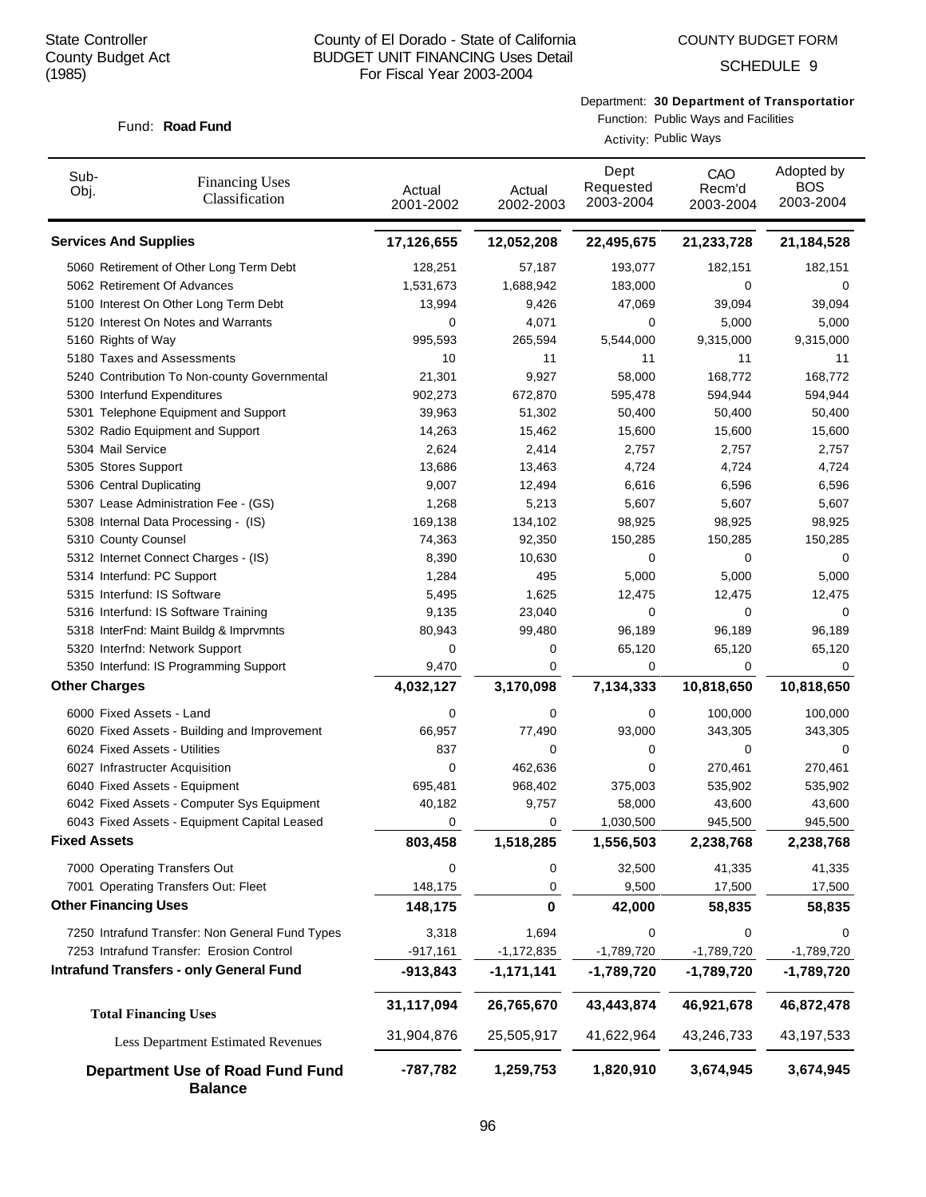State Controller
County Budget Act
(1985)

# County of El Dorado - State of California
## BUDGET UNIT FINANCING Uses Detail
For Fiscal Year 2003-2004

COUNTY BUDGET FORM
SCHEDULE 9

Fund: **Road Fund**

Department: **30 Department of Transportatior**
Function: Public Ways and Facilities
Activity: Public Ways

| Sub-Obj. | Financing Uses Classification | Actual 2001-2002 | Actual 2002-2003 | Dept Requested 2003-2004 | CAO Recm'd 2003-2004 | Adopted by BOS 2003-2004 |
|---|---|---|---|---|---|---|
| **Services And Supplies** | | **17,126,655** | **12,052,208** | **22,495,675** | **21,233,728** | **21,184,528** |
| 5060 | Retirement of Other Long Term Debt | 128,251 | 57,187 | 193,077 | 182,151 | 182,151 |
| 5062 | Retirement Of Advances | 1,531,673 | 1,688,942 | 183,000 | 0 | 0 |
| 5100 | Interest On Other Long Term Debt | 13,994 | 9,426 | 47,069 | 39,094 | 39,094 |
| 5120 | Interest On Notes and Warrants | 0 | 4,071 | 0 | 5,000 | 5,000 |
| 5160 | Rights of Way | 995,593 | 265,594 | 5,544,000 | 9,315,000 | 9,315,000 |
| 5180 | Taxes and Assessments | 10 | 11 | 11 | 11 | 11 |
| 5240 | Contribution To Non-county Governmental | 21,301 | 9,927 | 58,000 | 168,772 | 168,772 |
| 5300 | Interfund Expenditures | 902,273 | 672,870 | 595,478 | 594,944 | 594,944 |
| 5301 | Telephone Equipment and Support | 39,963 | 51,302 | 50,400 | 50,400 | 50,400 |
| 5302 | Radio Equipment and Support | 14,263 | 15,462 | 15,600 | 15,600 | 15,600 |
| 5304 | Mail Service | 2,624 | 2,414 | 2,757 | 2,757 | 2,757 |
| 5305 | Stores Support | 13,686 | 13,463 | 4,724 | 4,724 | 4,724 |
| 5306 | Central Duplicating | 9,007 | 12,494 | 6,616 | 6,596 | 6,596 |
| 5307 | Lease Administration Fee - (GS) | 1,268 | 5,213 | 5,607 | 5,607 | 5,607 |
| 5308 | Internal Data Processing - (IS) | 169,138 | 134,102 | 98,925 | 98,925 | 98,925 |
| 5310 | County Counsel | 74,363 | 92,350 | 150,285 | 150,285 | 150,285 |
| 5312 | Internet Connect Charges - (IS) | 8,390 | 10,630 | 0 | 0 | 0 |
| 5314 | Interfund: PC Support | 1,284 | 495 | 5,000 | 5,000 | 5,000 |
| 5315 | Interfund: IS Software | 5,495 | 1,625 | 12,475 | 12,475 | 12,475 |
| 5316 | Interfund: IS Software Training | 9,135 | 23,040 | 0 | 0 | 0 |
| 5318 | InterFnd: Maint Buildg & Imprvmnts | 80,943 | 99,480 | 96,189 | 96,189 | 96,189 |
| 5320 | Interfnd: Network Support | 0 | 0 | 65,120 | 65,120 | 65,120 |
| 5350 | Interfund: IS Programming Support | 9,470 | 0 | 0 | 0 | 0 |
| **Other Charges** | | **4,032,127** | **3,170,098** | **7,134,333** | **10,818,650** | **10,818,650** |
| 6000 | Fixed Assets - Land | 0 | 0 | 0 | 100,000 | 100,000 |
| 6020 | Fixed Assets - Building and Improvement | 66,957 | 77,490 | 93,000 | 343,305 | 343,305 |
| 6024 | Fixed Assets - Utilities | 837 | 0 | 0 | 0 | 0 |
| 6027 | Infrastructer Acquisition | 0 | 462,636 | 0 | 270,461 | 270,461 |
| 6040 | Fixed Assets - Equipment | 695,481 | 968,402 | 375,003 | 535,902 | 535,902 |
| 6042 | Fixed Assets - Computer Sys Equipment | 40,182 | 9,757 | 58,000 | 43,600 | 43,600 |
| 6043 | Fixed Assets - Equipment Capital Leased | 0 | 0 | 1,030,500 | 945,500 | 945,500 |
| **Fixed Assets** | | **803,458** | **1,518,285** | **1,556,503** | **2,238,768** | **2,238,768** |
| 7000 | Operating Transfers Out | 0 | 0 | 32,500 | 41,335 | 41,335 |
| 7001 | Operating Transfers Out: Fleet | 148,175 | 0 | 9,500 | 17,500 | 17,500 |
| **Other Financing Uses** | | **148,175** | **0** | **42,000** | **58,835** | **58,835** |
| 7250 | Intrafund Transfer: Non General Fund Types | 3,318 | 1,694 | 0 | 0 | 0 |
| 7253 | Intrafund Transfer: Erosion Control | -917,161 | -1,172,835 | -1,789,720 | -1,789,720 | -1,789,720 |
| **Intrafund Transfers - only General Fund** | | **-913,843** | **-1,171,141** | **-1,789,720** | **-1,789,720** | **-1,789,720** |
| **Total Financing Uses** | | **31,117,094** | **26,765,670** | **43,443,874** | **46,921,678** | **46,872,478** |
| Less Department Estimated Revenues | | 31,904,876 | 25,505,917 | 41,622,964 | 43,246,733 | 43,197,533 |
| **Department Use of Road Fund Fund Balance** | | **-787,782** | **1,259,753** | **1,820,910** | **3,674,945** | **3,674,945** |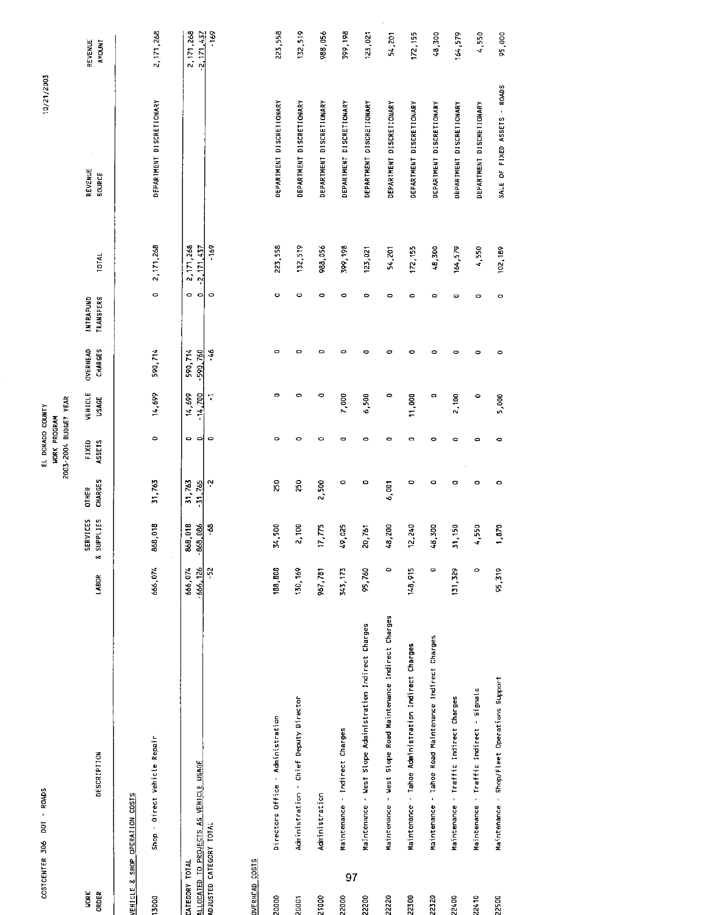COSTCENTER 306 DOT - ROADS

EL DORADO COUNTY
WORK PROGRAM
2003-2004 BUDGET YEAR

10/21/2003

| WORK ORDER | DESCRIPTION | LABOR | SERVICES & SUPPLIES | OTHER CHARGES | FIXED ASSETS | VEHICLE USAGE | OVERHEAD CHARGES | INTRAFUND TRANSFERS | TOTAL | REVENUE SOURCE | REVENUE AMOUNT |
|---|---|---|---|---|---|---|---|---|---|---|---|
| **VEHICLE & SHOP OPERATION COSTS** | | | | | | | | | | | |
| 13000 | Shop - Direct Vehicle Repair | 666,074 | 868,018 | 31,763 | 0 | 14,699 | 590,714 | 0 | 2,171,268 | DEPARTMENT DISCRETIONARY | 2,171,268 |
| | CATEGORY TOTAL | 666,074 | 868,018 | 31,763 | 0 | 14,699 | 590,714 | 0 | 2,171,268 | | 2,171,268 |
| | ALLOCATED TO PROJECTS AS VEHICLE USAGE | -666,126 | -868,086 | -31,765 | 0 | -14,700 | -590,760 | 0 | -2,171,437 | | -2,171,437 |
| | ADJUSTED CATEGORY TOTAL | -52 | -68 | -2 | 0 | -1 | -46 | 0 | -169 | | -169 |
| **OVERHEAD COSTS** | | | | | | | | | | | |
| 20000 | Directors Office - Administration | 188,808 | 34,500 | 250 | 0 | 0 | 0 | 0 | 223,558 | DEPARTMENT DISCRETIONARY | 223,558 |
| 20001 | Administration - Chief Deputy Director | 130,169 | 2,100 | 250 | 0 | 0 | 0 | 0 | 132,519 | DEPARTMENT DISCRETIONARY | 132,519 |
| 21000 | Administration | 967,781 | 17,775 | 2,500 | 0 | 0 | 0 | 0 | 988,056 | DEPARTMENT DISCRETIONARY | 988,056 |
| 22000 | Maintenance - Indirect Charges | 343,173 | 49,025 | 0 | 0 | 7,000 | 0 | 0 | 399,198 | DEPARTMENT DISCRETIONARY | 399,198 |
| 22200 | Maintenance - West Slope Administration Indirect Charges | 95,760 | 20,761 | 0 | 0 | 6,500 | 0 | 0 | 123,021 | DEPARTMENT DISCRETIONARY | 123,021 |
| 22220 | Maintenance - West Slope Road Maintenance Indirect Charges | 0 | 48,200 | 6,001 | 0 | 0 | 0 | 0 | 54,201 | DEPARTMENT DISCRETIONARY | 54,201 |
| 22300 | Maintenance - Tahoe Administration Indirect Charges | 148,915 | 12,240 | 0 | 0 | 11,000 | 0 | 0 | 172,155 | DEPARTMENT DISCRETIONARY | 172,155 |
| 22320 | Maintenance - Tahoe Road Maintenance Indirect Charges | 0 | 48,300 | 0 | 0 | 0 | 0 | 0 | 48,300 | DEPARTMENT DISCRETIONARY | 48,300 |
| 22400 | Maintenance - Traffic Indirect Charges | 131,329 | 31,150 | 0 | 0 | 2,100 | 0 | 0 | 164,579 | DEPARTMENT DISCRETIONARY | 164,579 |
| 22410 | Maintenance - Traffic Indirect - Signals | 0 | 4,550 | 0 | 0 | 0 | 0 | 0 | 4,550 | DEPARTMENT DISCRETIONARY | 4,550 |
| 22500 | Maintenance - Shop/Fleet Operations Support | 95,319 | 1,870 | 0 | 0 | 5,000 | 0 | 0 | 102,189 | SALE OF FIXED ASSETS - ROADS | 95,000 |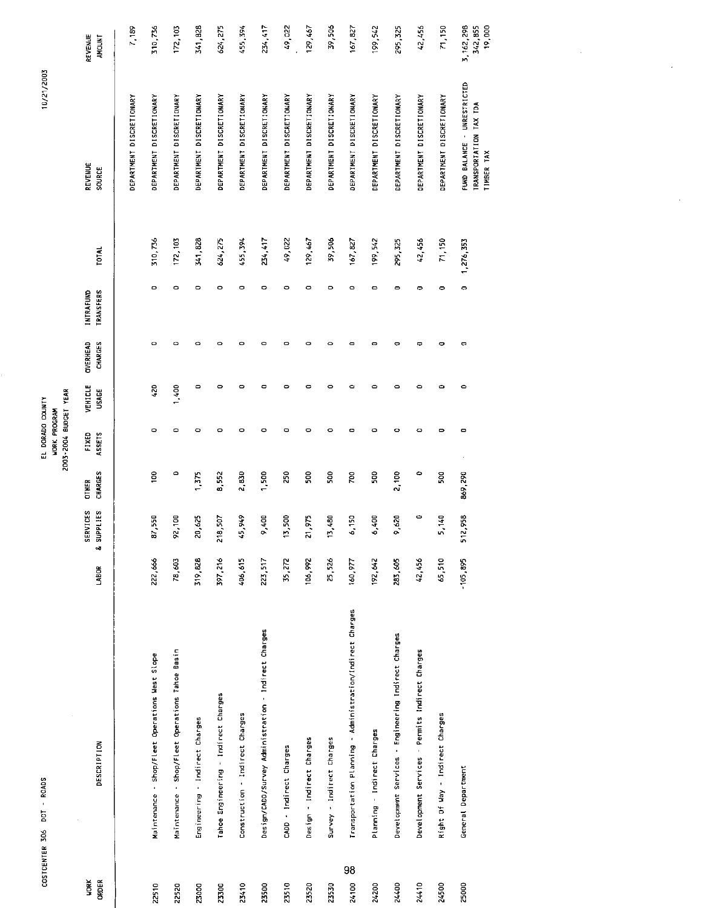COSTCENTER 306 DOT - ROADS

EL DORADO COUNTY
WORK PROGRAM
2003-2004 BUDGET YEAR

10/21/2003

| WORK ORDER | DESCRIPTION | LABOR | SERVICES & SUPPLIES | OTHER CHARGES | FIXED ASSETS | VEHICLE USAGE | OVERHEAD CHARGES | INTRAFUND TRANSFERS | TOTAL | REVENUE SOURCE | REVENUE AMOUNT |
|---|---|---|---|---|---|---|---|---|---|---|---|
| | | | | | | | | | | DEPARTMENT DISCRETIONARY | 7,189 |
| 22510 | Maintenance - Shop/Fleet Operations West Slope | 222,666 | 87,550 | 100 | 0 | 420 | 0 | 0 | 310,736 | DEPARTMENT DISCRETIONARY | 310,736 |
| 22520 | Maintenance - Shop/Fleet Operations Tahoe Basin | 78,603 | 92,100 | 0 | 0 | 1,400 | 0 | 0 | 172,103 | DEPARTMENT DISCRETIONARY | 172,103 |
| 23000 | Engineering - Indirect Charges | 319,828 | 20,625 | 1,375 | 0 | 0 | 0 | 0 | 341,828 | DEPARTMENT DISCRETIONARY | 341,828 |
| 23300 | Tahoe Engineering - Indirect Charges | 397,216 | 218,507 | 8,552 | 0 | 0 | 0 | 0 | 624,275 | DEPARTMENT DISCRETIONARY | 624,275 |
| 23410 | Construction - Indirect Charges | 406,615 | 45,949 | 2,830 | 0 | 0 | 0 | 0 | 455,394 | DEPARTMENT DISCRETIONARY | 455,394 |
| 23500 | Design/CADD/Survey Administration - Indirect Charges | 223,517 | 9,400 | 1,500 | 0 | 0 | 0 | 0 | 234,417 | DEPARTMENT DISCRETIONARY | 234,417 |
| 23510 | CADD - Indirect Charges | 35,272 | 13,500 | 250 | 0 | 0 | 0 | 0 | 49,022 | DEPARTMENT DISCRETIONARY | 49,022 |
| 23520 | Design - Indirect Charges | 106,992 | 21,975 | 500 | 0 | 0 | 0 | 0 | 129,467 | DEPARTMENT DISCRETIONARY | 129,467 |
| 23530 | Survey - Indirect Charges | 25,526 | 13,480 | 500 | 0 | 0 | 0 | 0 | 39,506 | DEPARTMENT DISCRETIONARY | 39,506 |
| 24100 | Transportation Planning - Administration/Indirect Charges | 160,977 | 6,150 | 700 | 0 | 0 | 0 | 0 | 167,827 | DEPARTMENT DISCRETIONARY | 167,827 |
| 24200 | Planning - Indirect Charges | 192,642 | 6,400 | 500 | 0 | 0 | 0 | 0 | 199,542 | DEPARTMENT DISCRETIONARY | 199,542 |
| 24400 | Development Services - Engineering Indirect Charges | 283,605 | 9,620 | 2,100 | 0 | 0 | 0 | 0 | 295,325 | DEPARTMENT DISCRETIONARY | 295,325 |
| 24410 | Development Services - Permits Indirect Charges | 42,456 | 0 | 0 | 0 | 0 | 0 | 0 | 42,456 | DEPARTMENT DISCRETIONARY | 42,456 |
| 24500 | Right Of Way - Indirect Charges | 65,510 | 5,140 | 500 | 0 | 0 | 0 | 0 | 71,150 | DEPARTMENT DISCRETIONARY | 71,150 |
| 25000 | General Department | -105,895 | 512,958 | 869,290 | 0 | 0 | 0 | 0 | 1,276,353 | FUND BALANCE - UNRESTRICTED | 3,162,298 |
| | | | | | | | | | | TRANSPORTATION TAX TDA | 342,855 |
| | | | | | | | | | | TIMBER TAX | 19,000 |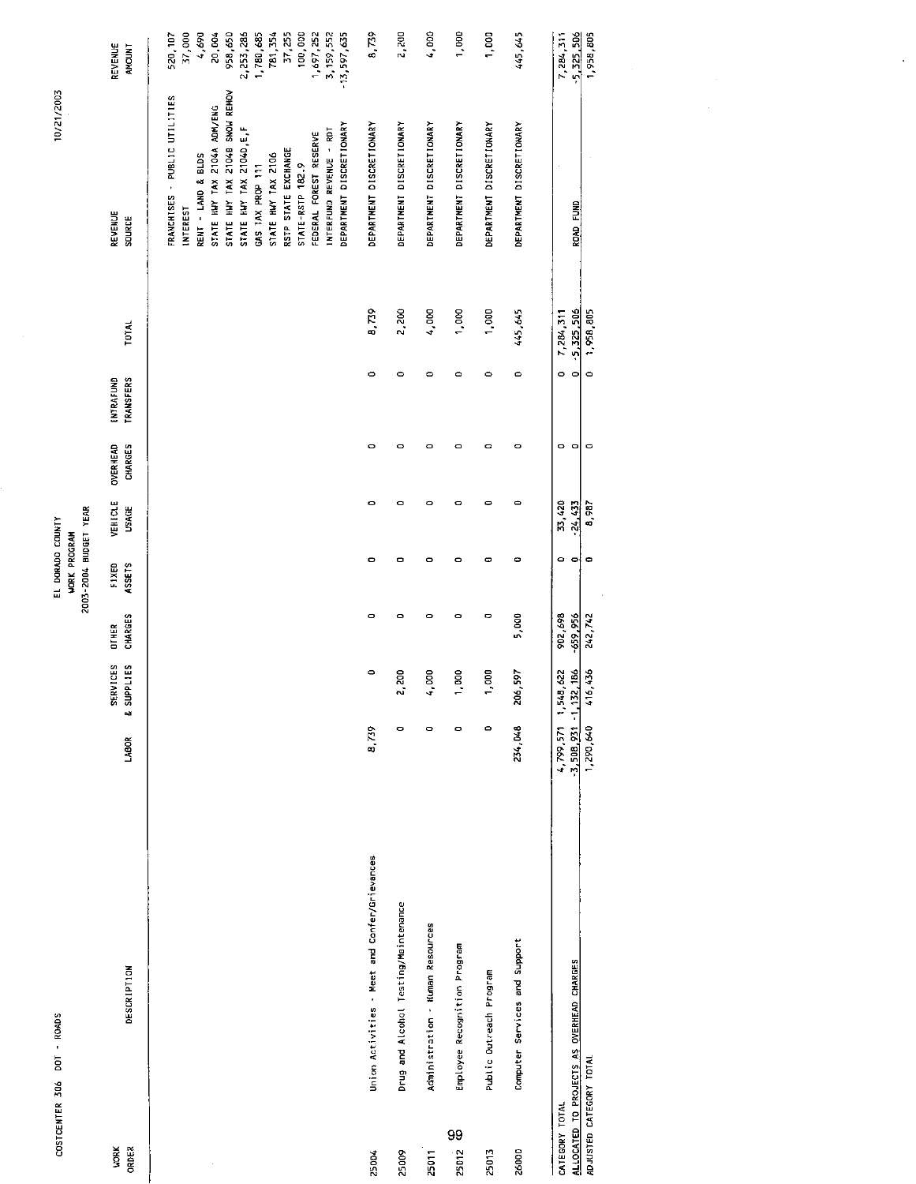COSTCENTER 306 DOT - ROADS

EL DORADO COUNTY
WORK PROGRAM
2003-2004 BUDGET YEAR

10/21/2003

| WORK ORDER | DESCRIPTION | LABOR | SERVICES & SUPPLIES | OTHER CHARGES | FIXED ASSETS | VEHICLE USAGE | OVERHEAD CHARGES | INTRAFUND TRANSFERS | TOTAL | REVENUE SOURCE | REVENUE AMOUNT |
|---|---|---|---|---|---|---|---|---|---|---|---|
| | | | | | | | | | | FRANCHISES - PUBLIC UTILITIES | 520,107 |
| | | | | | | | | | | INTEREST | 37,000 |
| | | | | | | | | | | RENT - LAND & BLDS | 4,690 |
| | | | | | | | | | | STATE HWY TAX 2104A ADM/ENG | 20,004 |
| | | | | | | | | | | STATE HWY TAX 2104B SNOW REMOV | 958,650 |
| | | | | | | | | | | STATE HWY TAX 2104D,E,F | 2,253,286 |
| | | | | | | | | | | GAS TAX PROP 111 | 1,780,685 |
| | | | | | | | | | | STATE HWY TAX 2106 | 781,354 |
| | | | | | | | | | | RSTP STATE EXCHANGE | 37,255 |
| | | | | | | | | | | STATE-RSTP 182.9 | 100,000 |
| | | | | | | | | | | FEDERAL FOREST RESERVE | 1,697,252 |
| | | | | | | | | | | INTERFUND REVENUE - RDT | 3,159,552 |
| | | | | | | | | | | DEPARTMENT DISCRETIONARY | -13,597,635 |
| 25004 | Union Activities - Meet and Confer/Grievances | 8,739 | 0 | 0 | 0 | 0 | 0 | 0 | 8,739 | DEPARTMENT DISCRETIONARY | 8,739 |
| 25009 | Drug and Alcohol Testing/Maintenance | 0 | 2,200 | 0 | 0 | 0 | 0 | 0 | 2,200 | DEPARTMENT DISCRETIONARY | 2,200 |
| 25011 | Administration - Human Resources | 0 | 4,000 | 0 | 0 | 0 | 0 | 0 | 4,000 | DEPARTMENT DISCRETIONARY | 4,000 |
| 25012 | Employee Recognition Program | 0 | 1,000 | 0 | 0 | 0 | 0 | 0 | 1,000 | DEPARTMENT DISCRETIONARY | 1,000 |
| 25013 | Public Outreach Program | 0 | 1,000 | 0 | 0 | 0 | 0 | 0 | 1,000 | DEPARTMENT DISCRETIONARY | 1,000 |
| 26000 | Computer Services and Support | 234,048 | 206,597 | 5,000 | 0 | 0 | 0 | 0 | 445,645 | DEPARTMENT DISCRETIONARY | 445,645 |
| CATEGORY TOTAL | | 4,799,571 | 1,548,622 | 902,698 | 0 | 33,420 | 0 | 0 | 7,284,311 | | 7,284,311 |
| ALLOCATED TO PROJECTS AS OVERHEAD CHARGES | | -3,508,931 | -1,132,186 | -659,956 | 0 | -24,433 | 0 | 0 | -5,325,506 | ROAD FUND | -5,325,506 |
| ADJUSTED CATEGORY TOTAL | | 1,290,640 | 416,436 | 242,742 | 0 | 8,987 | 0 | 0 | 1,958,805 | | 1,958,805 |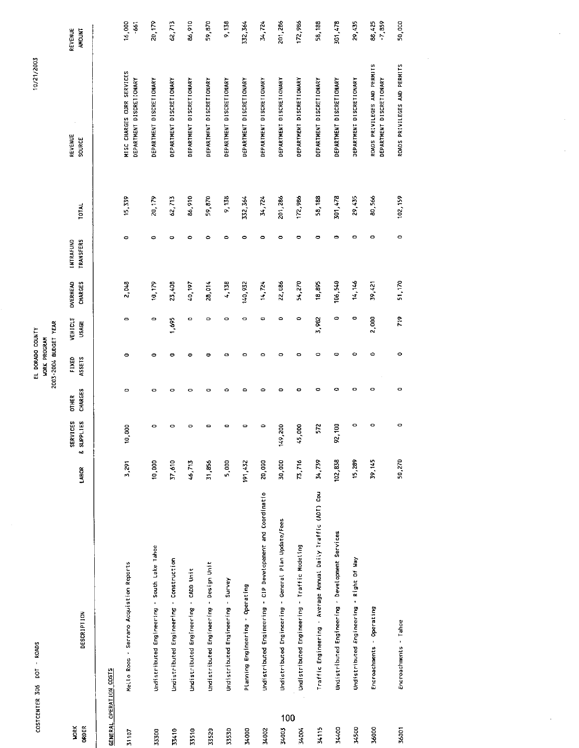COSTCENTER 306 DOT - ROADS

EL DORADO COUNTY
WORK PROGRAM
2003-2004 BUDGET YEAR

10/21/2003

| WORK ORDER | DESCRIPTION | LABOR | SERVICES & SUPPLIES | OTHER CHARGES | FIXED ASSETS | VEHICLE USAGE | OVERHEAD CHARGES | INTRAFUND TRANSFERS | TOTAL | REVENUE SOURCE | REVENUE AMOUNT |
|---|---|---|---|---|---|---|---|---|---|---|---|
| **GENERAL OPERATION COSTS** | | | | | | | | | | | |
| 31107 | Mello Roos - Serrano Acquistion Reports | 3,291 | 10,000 | 0 | 0 | 0 | 2,048 | 0 | 15,339 | MISC CHARGES CURR SERVICES<br>DEPARTMENT DISCRETIONARY | 16,000<br>-661 |
| 33300 | Undistributed Engineering - South Lake Tahoe | 10,000 | 0 | 0 | 0 | 0 | 10,179 | 0 | 20,179 | DEPARTMENT DISCRETIONARY | 20,179 |
| 33410 | Undistributed Engineering - Construction | 37,610 | 0 | 0 | 0 | 1,695 | 23,408 | 0 | 62,713 | DEPARTMENT DISCRETIONARY | 62,713 |
| 33510 | Undistributed Engineering - CADD Unit | 46,713 | 0 | 0 | 0 | 0 | 40,197 | 0 | 86,910 | DEPARTMENT DISCRETIONARY | 86,910 |
| 33520 | Undistributed Engineering - Design Unit | 31,856 | 0 | 0 | 0 | 0 | 28,014 | 0 | 59,870 | DEPARTMENT DISCRETIONARY | 59,870 |
| 33530 | Undistributed Engineering - Survey | 5,000 | 0 | 0 | 0 | 0 | 4,138 | 0 | 9,138 | DEPARTMENT DISCRETIONARY | 9,138 |
| 34000 | Planning Engineering - Operating | 191,432 | 0 | 0 | 0 | 0 | 140,932 | 0 | 332,364 | DEPARTMENT DISCRETIONARY | 332,364 |
| 34002 | Undistributed Engineering - CIP Developement and Coordinatio | 20,000 | 0 | 0 | 0 | 0 | 14,724 | 0 | 34,724 | DEPARTMENT DISCRETIONARY | 34,724 |
| 34003 | Undistributed Engineering - General Plan Update/Fees | 30,000 | 149,200 | 0 | 0 | 0 | 22,086 | 0 | 201,286 | DEPARTMENT DISCRETIONARY | 201,286 |
| 34004 | Undistributed Engineering - Traffic Modeling | 73,716 | 45,000 | 0 | 0 | 0 | 54,270 | 0 | 172,986 | DEPARTMENT DISCRETIONARY | 172,986 |
| 34115 | Traffic Engineering - Average Annual Daily Traffic (ADT) Cou | 34,739 | 572 | 0 | 0 | 3,982 | 18,895 | 0 | 58,188 | DEPARTMENT DISCRETIONARY | 58,188 |
| 34400 | Undistributed Engineering - Development Services | 102,838 | 92,100 | 0 | 0 | 0 | 106,540 | 0 | 301,478 | DEPARTMENT DISCRETIONARY | 301,478 |
| 34500 | Undistributed Engineering - Right Of Way | 15,289 | 0 | 0 | 0 | 0 | 14,146 | 0 | 29,435 | DEPARTMENT DISCRETIONARY | 29,435 |
| 36000 | Encroachments - Operating | 39,145 | 0 | 0 | 0 | 2,000 | 39,421 | 0 | 80,566 | ROADS PRIVILEGES AND PERMITS<br>DEPARTMENT DISCRETIONARY | 88,425<br>-7,859 |
| 36001 | Encroachments - Tahoe | 50,270 | 0 | 0 | 0 | 719 | 51,170 | 0 | 102,159 | ROADS PRIVILEGES AND PERMITS | 50,000 |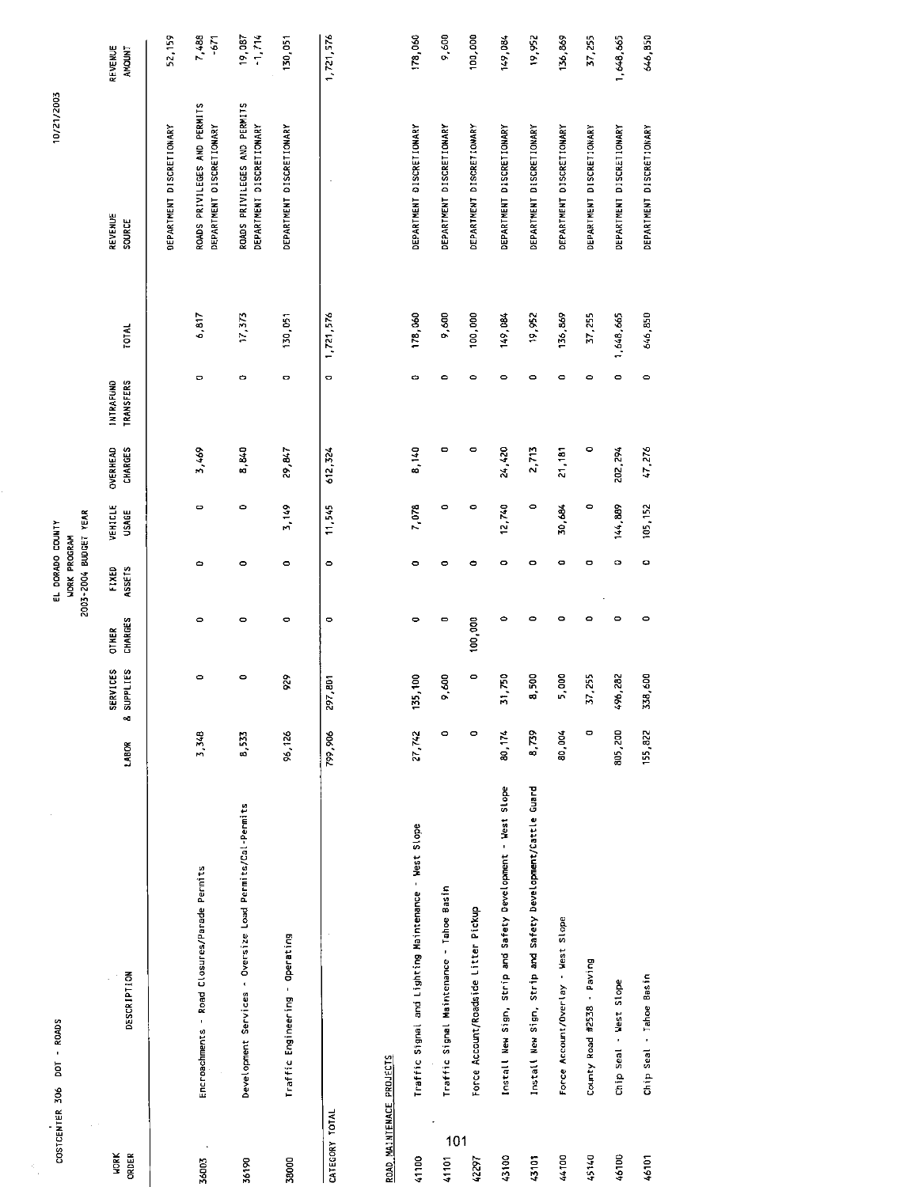COSTCENTER 306 DOT - ROADS

EL DORADO COUNTY
WORK PROGRAM
2003-2004 BUDGET YEAR

10/21/2003

| WORK ORDER | DESCRIPTION | LABOR | SERVICES & SUPPLIES | OTHER CHARGES | FIXED ASSETS | VEHICLE USAGE | OVERHEAD CHARGES | INTRAFUND TRANSFERS | TOTAL | REVENUE SOURCE | REVENUE AMOUNT |
|---|---|---|---|---|---|---|---|---|---|---|---|
| | | | | | | | | | | DEPARTMENT DISCRETIONARY | 52,159 |
| 36003 | Encroachments - Road Closures/Parade Permits | 3,348 | 0 | 0 | 0 | 0 | 3,469 | 0 | 6,817 | ROADS PRIVILEGES AND PERMITS | 7,488 |
| | | | | | | | | | | DEPARTMENT DISCRETIONARY | -671 |
| 36190 | Development Services - Oversize Load Permits/Cal-Permits | 8,533 | 0 | 0 | 0 | 0 | 8,840 | 0 | 17,373 | ROADS PRIVILEGES AND PERMITS | 19,087 |
| | | | | | | | | | | DEPARTMENT DISCRETIONARY | -1,714 |
| 38000 | Traffic Engineering - Operating | 96,126 | 929 | 0 | 0 | 3,149 | 29,847 | 0 | 130,051 | DEPARTMENT DISCRETIONARY | 130,051 |
| CATEGORY TOTAL | | 799,906 | 297,801 | 0 | 0 | 11,545 | 612,324 | 0 | 1,721,576 | | 1,721,576 |
| ROAD MAINTENACE PROJECTS | | | | | | | | | | | |
| 41100 | Traffic Signal and Lighting Maintenance - West Slope | 27,742 | 135,100 | 0 | 0 | 7,078 | 8,140 | 0 | 178,060 | DEPARTMENT DISCRETIONARY | 178,060 |
| 41101 | Traffic Signal Maintenance - Tahoe Basin | 0 | 9,600 | 0 | 0 | 0 | 0 | 0 | 9,600 | DEPARTMENT DISCRETIONARY | 9,600 |
| 42297 | Force Account/Roadside Litter Pickup | 0 | 0 | 100,000 | 0 | 0 | 0 | 0 | 100,000 | DEPARTMENT DISCRETIONARY | 100,000 |
| 43100 | Install New Sign, Strip and Safety Development - West Slope | 80,174 | 31,750 | 0 | 0 | 12,740 | 24,420 | 0 | 149,084 | DEPARTMENT DISCRETIONARY | 149,084 |
| 43101 | Install New Sign, Strip and Safety Development/Cattle Guard | 8,739 | 8,500 | 0 | 0 | 0 | 2,713 | 0 | 19,952 | DEPARTMENT DISCRETIONARY | 19,952 |
| 44100 | Force Account/Overlay - West Slope | 80,004 | 5,000 | 0 | 0 | 30,684 | 21,181 | 0 | 136,869 | DEPARTMENT DISCRETIONARY | 136,869 |
| 45140 | County Road #2538 - Paving | 0 | 37,255 | 0 | 0 | 0 | 0 | 0 | 37,255 | DEPARTMENT DISCRETIONARY | 37,255 |
| 46100 | Chip Seal - West Slope | 805,200 | 496,282 | 0 | 0 | 144,889 | 202,294 | 0 | 1,648,665 | DEPARTMENT DISCRETIONARY | 1,648,665 |
| 46101 | Chip Seal - Tahoe Basin | 155,822 | 338,600 | 0 | 0 | 105,152 | 47,276 | 0 | 646,850 | DEPARTMENT DISCRETIONARY | 646,850 |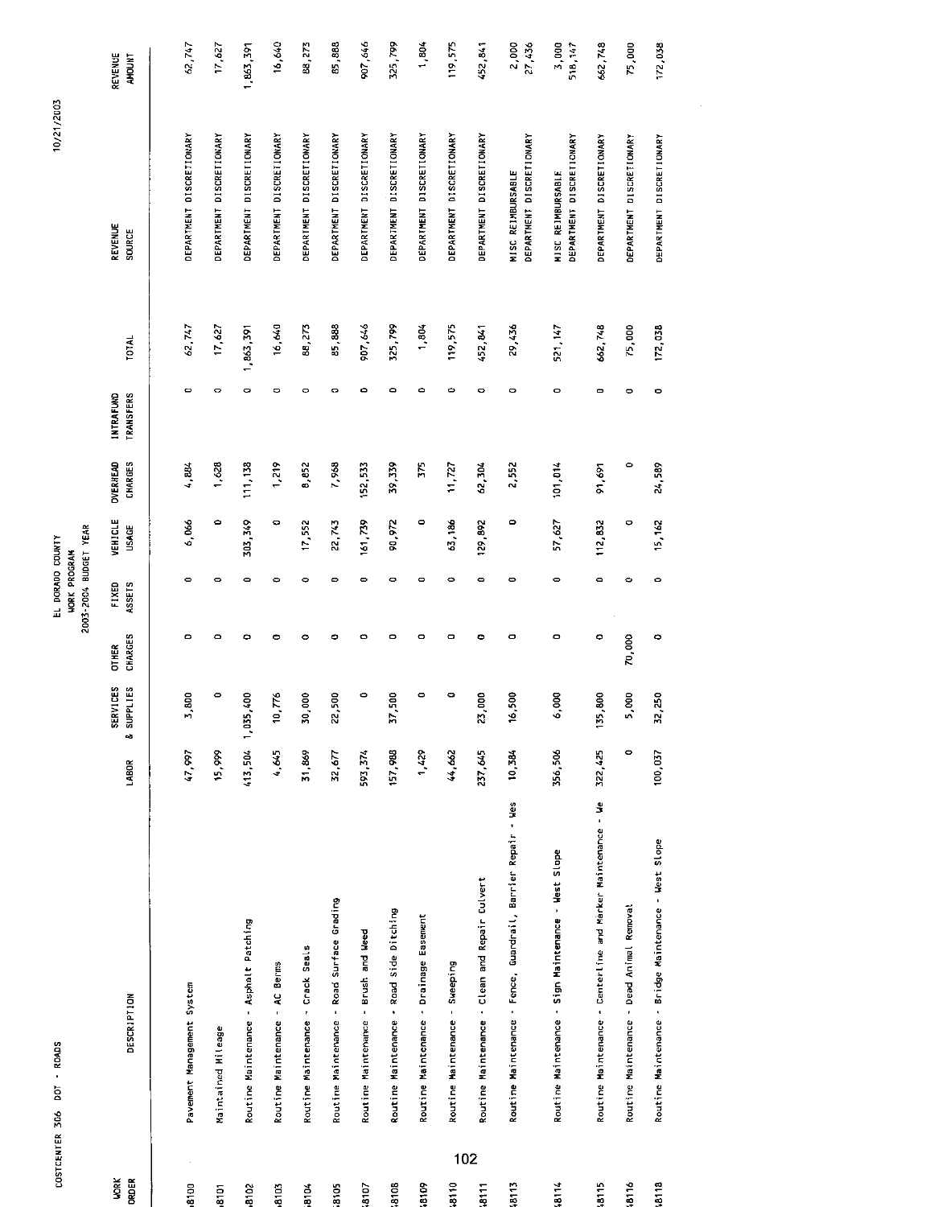COSTCENTER 306 DOT - ROADS

EL DORADO COUNTY
WORK PROGRAM
2003-2004 BUDGET YEAR

10/21/2003

| WORK ORDER | DESCRIPTION | LABOR | SERVICES & SUPPLIES | OTHER CHARGES | FIXED ASSETS | VEHICLE USAGE | OVERHEAD CHARGES | INTRAFUND TRANSFERS | TOTAL | REVENUE SOURCE | REVENUE AMOUNT |
|---|---|---|---|---|---|---|---|---|---|---|---|
| 8100 | Pavement Management System | 47,997 | 3,800 | 0 | 0 | 6,066 | 4,884 | 0 | 62,747 | DEPARTMENT DISCRETIONARY | 62,747 |
| 8101 | Maintained Mileage | 15,999 | 0 | 0 | 0 | 0 | 1,628 | 0 | 17,627 | DEPARTMENT DISCRETIONARY | 17,627 |
| 8102 | Routine Maintenance - Asphalt Patching | 413,504 | 1,035,400 | 0 | 0 | 303,349 | 111,138 | 0 | 1,863,391 | DEPARTMENT DISCRETIONARY | 1,863,391 |
| 8103 | Routine Maintenance - AC Berms | 4,645 | 10,776 | 0 | 0 | 0 | 1,219 | 0 | 16,640 | DEPARTMENT DISCRETIONARY | 16,640 |
| 8104 | Routine Maintenance - Crack Seals | 31,869 | 30,000 | 0 | 0 | 17,552 | 8,852 | 0 | 88,273 | DEPARTMENT DISCRETIONARY | 88,273 |
| 8105 | Routine Maintenance - Road Surface Grading | 32,677 | 22,500 | 0 | 0 | 22,743 | 7,968 | 0 | 85,888 | DEPARTMENT DISCRETIONARY | 85,888 |
| 8107 | Routine Maintenance - Brush and Weed | 593,374 | 0 | 0 | 0 | 161,739 | 152,533 | 0 | 907,646 | DEPARTMENT DISCRETIONARY | 907,646 |
| 8108 | Routine Maintenance - Road Side Ditching | 157,988 | 37,500 | 0 | 0 | 90,972 | 39,339 | 0 | 325,799 | DEPARTMENT DISCRETIONARY | 325,799 |
| 8109 | Routine Maintenance - Drainage Easement | 1,429 | 0 | 0 | 0 | 0 | 375 | 0 | 1,804 | DEPARTMENT DISCRETIONARY | 1,804 |
| 8110 | Routine Maintenance - Sweeping | 44,662 | 0 | 0 | 0 | 63,186 | 11,727 | 0 | 119,575 | DEPARTMENT DISCRETIONARY | 119,575 |
| 8111 | Routine Maintenance - Clean and Repair Culvert | 237,645 | 23,000 | 0 | 0 | 129,892 | 62,304 | 0 | 452,841 | DEPARTMENT DISCRETIONARY | 452,841 |
| 8113 | Routine Maintenance - Fence, Guardrail, Barrier Repair - Wes | 10,384 | 16,500 | 0 | 0 | 0 | 2,552 | 0 | 29,436 | MISC REIMBURSABLE<br>DEPARTMENT DISCRETIONARY | 2,000<br>27,436 |
| 8114 | Routine Maintenance - Sign Maintenance - West Slope | 356,506 | 6,000 | 0 | 0 | 57,627 | 101,014 | 0 | 521,147 | MISC REIMBURSABLE<br>DEPARTMENT DISCRETIONARY | 3,000<br>518,147 |
| 8115 | Routine Maintenance - Centerline and Marker Maintenance - We | 322,425 | 135,800 | 0 | 0 | 112,832 | 91,691 | 0 | 662,748 | DEPARTMENT DISCRETIONARY | 662,748 |
| 8116 | Routine Maintenance - Dead Animal Removal | 0 | 5,000 | 70,000 | 0 | 0 | 0 | 0 | 75,000 | DEPARTMENT DISCRETIONARY | 75,000 |
| 8118 | Routine Maintenance - Bridge Maintenance - West Slope | 100,037 | 32,250 | 0 | 0 | 15,162 | 24,589 | 0 | 172,038 | DEPARTMENT DISCRETIONARY | 172,038 |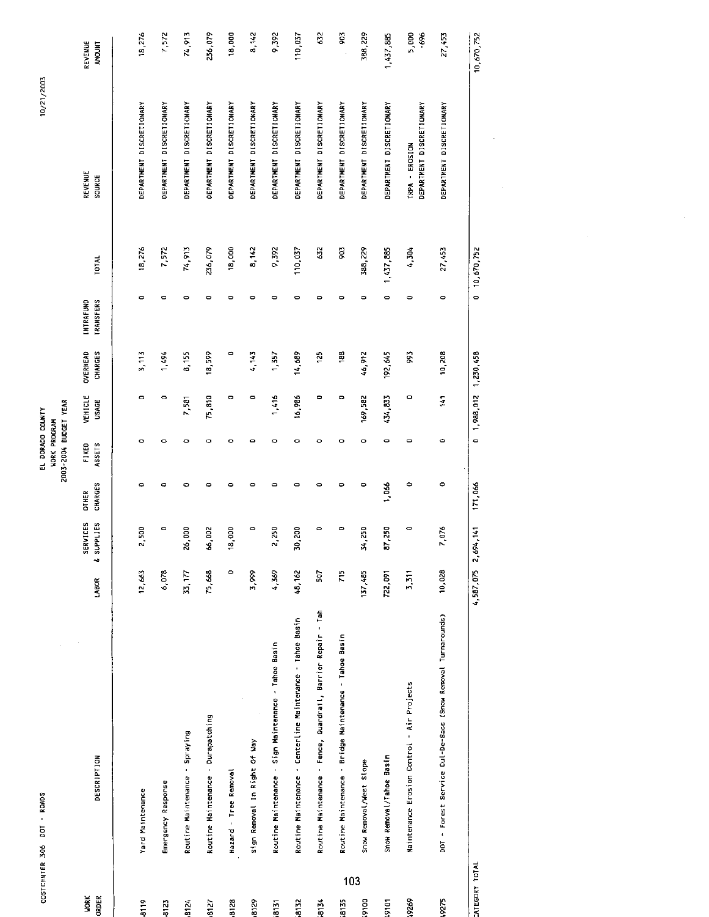COSTCENTER 306 DOT - ROADS

EL DORADO COUNTY
WORK PROGRAM
2003-2004 BUDGET YEAR

10/21/2003

| WORK ORDER | DESCRIPTION | LABOR | SERVICES & SUPPLIES | OTHER CHARGES | FIXED ASSETS | VEHICLE USAGE | OVERHEAD CHARGES | INTRAFUND TRANSFERS | TOTAL | REVENUE SOURCE | REVENUE AMOUNT |
|---|---|---|---|---|---|---|---|---|---|---|---|
| 8119 | Yard Maintenance | 12,663 | 2,500 | 0 | 0 | 0 | 3,113 | 0 | 18,276 | DEPARTMENT DISCRETIONARY | 18,276 |
| 8123 | Emergency Response | 6,078 | 0 | 0 | 0 | 0 | 1,494 | 0 | 7,572 | DEPARTMENT DISCRETIONARY | 7,572 |
| 8124 | Routine Maintenance - Spraying | 33,177 | 26,000 | 0 | 0 | 7,581 | 8,155 | 0 | 74,913 | DEPARTMENT DISCRETIONARY | 74,913 |
| 8127 | Routine Maintenance - Durapatching | 75,668 | 66,002 | 0 | 0 | 75,810 | 18,599 | 0 | 236,079 | DEPARTMENT DISCRETIONARY | 236,079 |
| 8128 | Hazard - Tree Removal | 0 | 18,000 | 0 | 0 | 0 | 0 | 0 | 18,000 | DEPARTMENT DISCRETIONARY | 18,000 |
| 8129 | Sign Removal In Right Of Way | 3,999 | 0 | 0 | 0 | 0 | 4,143 | 0 | 8,142 | DEPARTMENT DISCRETIONARY | 8,142 |
| 8131 | Routine Maintenance - Sign Maintenance - Tahoe Basin | 4,369 | 2,250 | 0 | 0 | 1,416 | 1,357 | 0 | 9,392 | DEPARTMENT DISCRETIONARY | 9,392 |
| 8132 | Routine Maintenance - Centerline Maintenance - Tahoe Basin | 48,162 | 30,200 | 0 | 0 | 16,986 | 14,689 | 0 | 110,037 | DEPARTMENT DISCRETIONARY | 110,037 |
| 8134 | Routine Maintenance - Fence, Guardrail, Barrier Repair - Tah | 507 | 0 | 0 | 0 | 0 | 125 | 0 | 632 | DEPARTMENT DISCRETIONARY | 632 |
| 8135 | Routine Maintenance - Bridge Maintenance - Tahoe Basin | 715 | 0 | 0 | 0 | 0 | 188 | 0 | 903 | DEPARTMENT DISCRETIONARY | 903 |
| 9100 | Snow Removal/West Slope | 137,485 | 34,250 | 0 | 0 | 169,582 | 46,912 | 0 | 388,229 | DEPARTMENT DISCRETIONARY | 388,229 |
| 9101 | Snow Removal/Tahoe Basin | 722,091 | 87,250 | 1,066 | 0 | 434,833 | 192,645 | 0 | 1,437,885 | DEPARTMENT DISCRETIONARY | 1,437,885 |
| 9269 | Maintenance Erosion Control - Air Projects | 3,311 | 0 | 0 | 0 | 0 | 993 | 0 | 4,304 | TRPA - EROSION<br>DEPARTMENT DISCRETIONARY | 5,000<br>-696 |
| 9275 | DOT - Forest Service Cul-De-Sacs (Snow Removal Turnarounds) | 10,028 | 7,076 | 0 | 0 | 141 | 10,208 | 0 | 27,453 | DEPARTMENT DISCRETIONARY | 27,453 |
| CATEGORY TOTAL | | 4,587,075 | 2,694,141 | 171,066 | 0 | 1,988,012 | 1,230,458 | 0 | 10,670,752 | | 10,670,752 |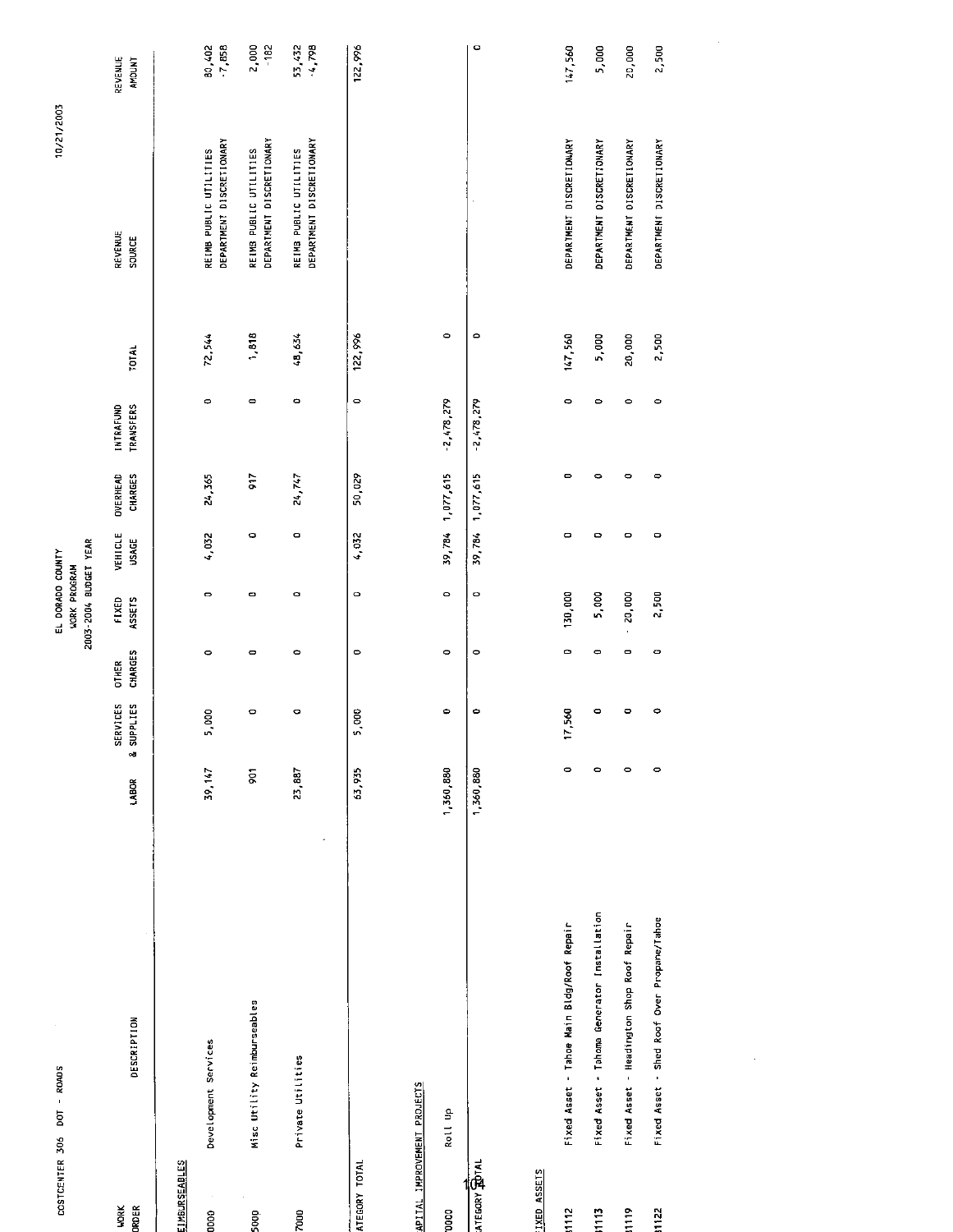COSTCENTER 306 DOT - ROADS

EL DORADO COUNTY
WORK PROGRAM
2003-2004 BUDGET YEAR

10/21/2003

| WORK ORDER | DESCRIPTION | LABOR | SERVICES & SUPPLIES | OTHER CHARGES | FIXED ASSETS | VEHICLE USAGE | OVERHEAD CHARGES | INTRAFUND TRANSFERS | TOTAL | REVENUE SOURCE | REVENUE AMOUNT |
|---|---|---|---|---|---|---|---|---|---|---|---|
| EIMBURSEABLES | | | | | | | | | | | |
| 0000 | Development Services | 39,147 | 5,000 | 0 | 0 | 4,032 | 24,365 | 0 | 72,544 | REIMB PUBLIC UTILITIES<br>DEPARTMENT DISCRETIONARY | 80,402<br>-7,858 |
| 5000 | Misc Utility Reimburseables | 901 | 0 | 0 | 0 | 0 | 917 | 0 | 1,818 | REIMB PUBLIC UTILITIES<br>DEPARTMENT DISCRETIONARY | 2,000<br>-182 |
| 7000 | Private Utilities | 23,887 | 0 | 0 | 0 | 0 | 24,747 | 0 | 48,634 | REIMB PUBLIC UTILITIES<br>DEPARTMENT DISCRETIONARY | 53,432<br>-4,798 |
| ATEGORY TOTAL | | 63,935 | 5,000 | 0 | 0 | 4,032 | 50,029 | 0 | 122,996 | | 122,996 |
| APITAL IMPROVEMENT PROJECTS | | | | | | | | | | | |
| 0000 | Roll Up | 1,360,880 | 0 | 0 | 0 | 39,784 | 1,077,615 | -2,478,279 | 0 | | |
| ATEGORY TOTAL | | 1,360,880 | 0 | 0 | 0 | 39,784 | 1,077,615 | -2,478,279 | 0 | | 0 |
| IXED ASSETS | | | | | | | | | | | |
| 1112 | Fixed Asset - Tahoe Main Bldg/Roof Repair | 0 | 17,560 | 0 | 130,000 | 0 | 0 | 0 | 147,560 | DEPARTMENT DISCRETIONARY | 147,560 |
| 1113 | Fixed Asset - Tahoma Generator Installation | 0 | 0 | 0 | 5,000 | 0 | 0 | 0 | 5,000 | DEPARTMENT DISCRETIONARY | 5,000 |
| 1119 | Fixed Asset - Headington Shop Roof Repair | 0 | 0 | 0 | 20,000 | 0 | 0 | 0 | 20,000 | DEPARTMENT DISCRETIONARY | 20,000 |
| 1122 | Fixed Asset - Shed Roof Over Propane/Tahoe | 0 | 0 | 0 | 2,500 | 0 | 0 | 0 | 2,500 | DEPARTMENT DISCRETIONARY | 2,500 |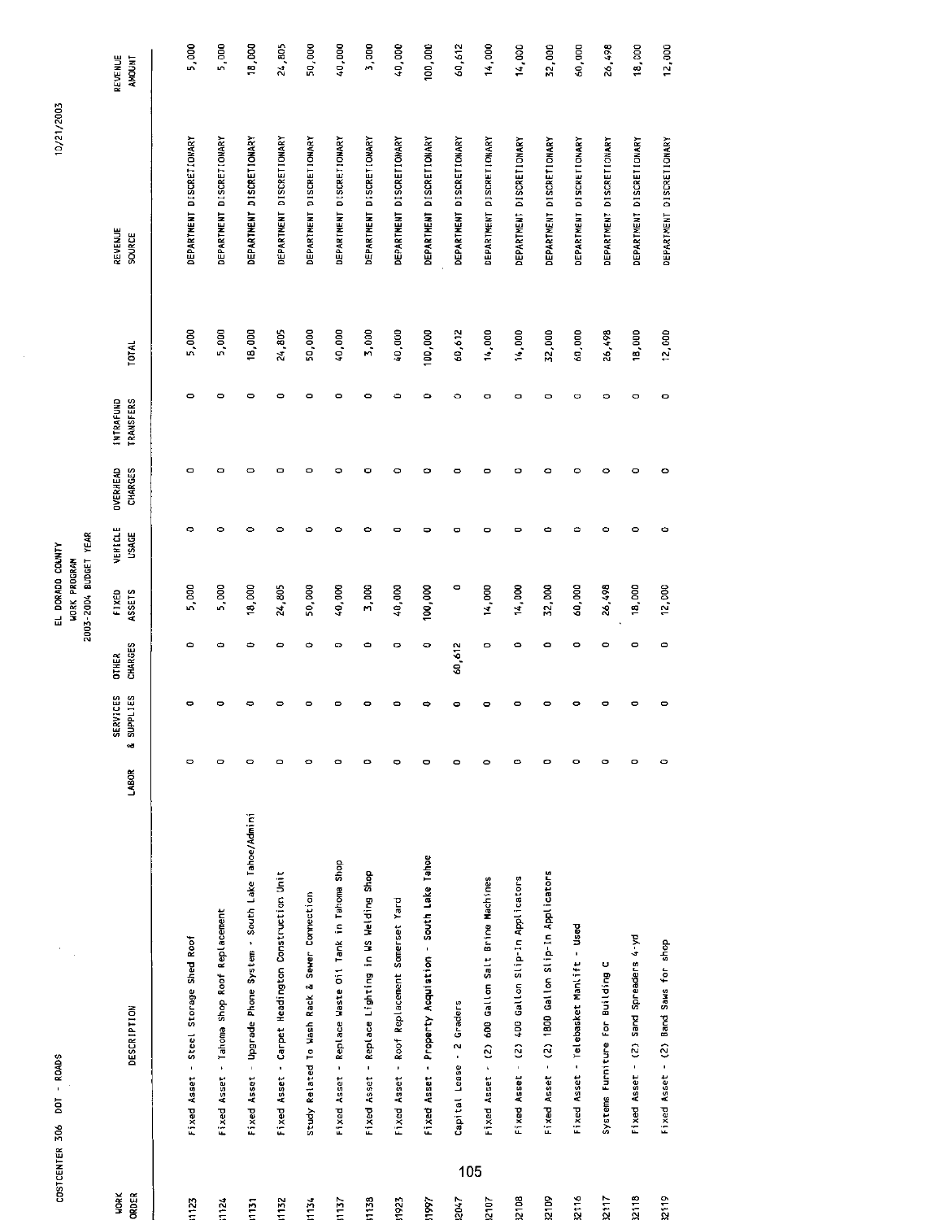COSTCENTER 306 DOT - ROADS

EL DORADO COUNTY
WORK PROGRAM
2003-2004 BUDGET YEAR

10/21/2003

| WORK ORDER | DESCRIPTION | LABOR | SERVICES & SUPPLIES | OTHER CHARGES | FIXED ASSETS | VEHICLE USAGE | OVERHEAD CHARGES | INTRAFUND TRANSFERS | TOTAL | REVENUE SOURCE | REVENUE AMOUNT |
|---|---|---|---|---|---|---|---|---|---|---|---|
| 31123 | Fixed Asset - Steel Storage Shed Roof | 0 | 0 | 0 | 5,000 | 0 | 0 | 0 | 5,000 | DEPARTMENT DISCRETIONARY | 5,000 |
| 31124 | Fixed Asset - Tahoma Shop Roof Replacement | 0 | 0 | 0 | 5,000 | 0 | 0 | 0 | 5,000 | DEPARTMENT DISCRETIONARY | 5,000 |
| 31131 | Fixed Asset - Upgrade Phone System - South Lake Tahoe/Admini | 0 | 0 | 0 | 18,000 | 0 | 0 | 0 | 18,000 | DEPARTMENT DISCRETIONARY | 18,000 |
| 31132 | Fixed Asset - Carpet Headington Construction Unit | 0 | 0 | 0 | 24,805 | 0 | 0 | 0 | 24,805 | DEPARTMENT DISCRETIONARY | 24,805 |
| 31134 | Study Related To Wash Rack & Sewer Connection | 0 | 0 | 0 | 50,000 | 0 | 0 | 0 | 50,000 | DEPARTMENT DISCRETIONARY | 50,000 |
| 31137 | Fixed Asset - Replace Waste Oil Tank in Tahoma Shop | 0 | 0 | 0 | 40,000 | 0 | 0 | 0 | 40,000 | DEPARTMENT DISCRETIONARY | 40,000 |
| 31138 | Fixed Asset - Replace Lighting in WS Welding Shop | 0 | 0 | 0 | 3,000 | 0 | 0 | 0 | 3,000 | DEPARTMENT DISCRETIONARY | 3,000 |
| 31923 | Fixed Asset - Roof Replacement Somerset Yard | 0 | 0 | 0 | 40,000 | 0 | 0 | 0 | 40,000 | DEPARTMENT DISCRETIONARY | 40,000 |
| 31997 | Fixed Asset - Property Acquistion - South Lake Tahoe | 0 | 0 | | 100,000 | 0 | 0 | 0 | 100,000 | DEPARTMENT DISCRETIONARY | 100,000 |
| 32047 | Capital Lease - 2 Graders | 0 | 0 | 60,612 | 0 | 0 | 0 | 0 | 60,612 | DEPARTMENT DISCRETIONARY | 60,612 |
| 32107 | Fixed Asset - (2) 600 Gallon Salt Brine Machines | 0 | 0 | 0 | 14,000 | 0 | 0 | 0 | 14,000 | DEPARTMENT DISCRETIONARY | 14,000 |
| 32108 | Fixed Asset - (2) 400 Gallon Slip-In Applicators | 0 | 0 | 0 | 14,000 | 0 | 0 | 0 | 14,000 | DEPARTMENT DISCRETIONARY | 14,000 |
| 32109 | Fixed Asset - (2) 1800 Gallon Slip-In Applicators | 0 | 0 | 0 | 32,000 | 0 | 0 | 0 | 32,000 | DEPARTMENT DISCRETIONARY | 32,000 |
| 32116 | Fixed Asset - Telebasket Manlift - Used | 0 | 0 | 0 | 60,000 | 0 | 0 | 0 | 60,000 | DEPARTMENT DISCRETIONARY | 60,000 |
| 32117 | Systems Furniture For Building C | 0 | 0 | 0 | 26,498 | 0 | 0 | 0 | 26,498 | DEPARTMENT DISCRETIONARY | 26,498 |
| 32118 | Fixed Asset - (2) Sand Spreaders 4-yd | 0 | 0 | 0 | 18,000 | 0 | 0 | 0 | 18,000 | DEPARTMENT DISCRETIONARY | 18,000 |
| 32119 | Fixed Asset - (2) Band Saws for shop | 0 | 0 | 0 | 12,000 | 0 | 0 | 0 | 12,000 | DEPARTMENT DISCRETIONARY | 12,000 |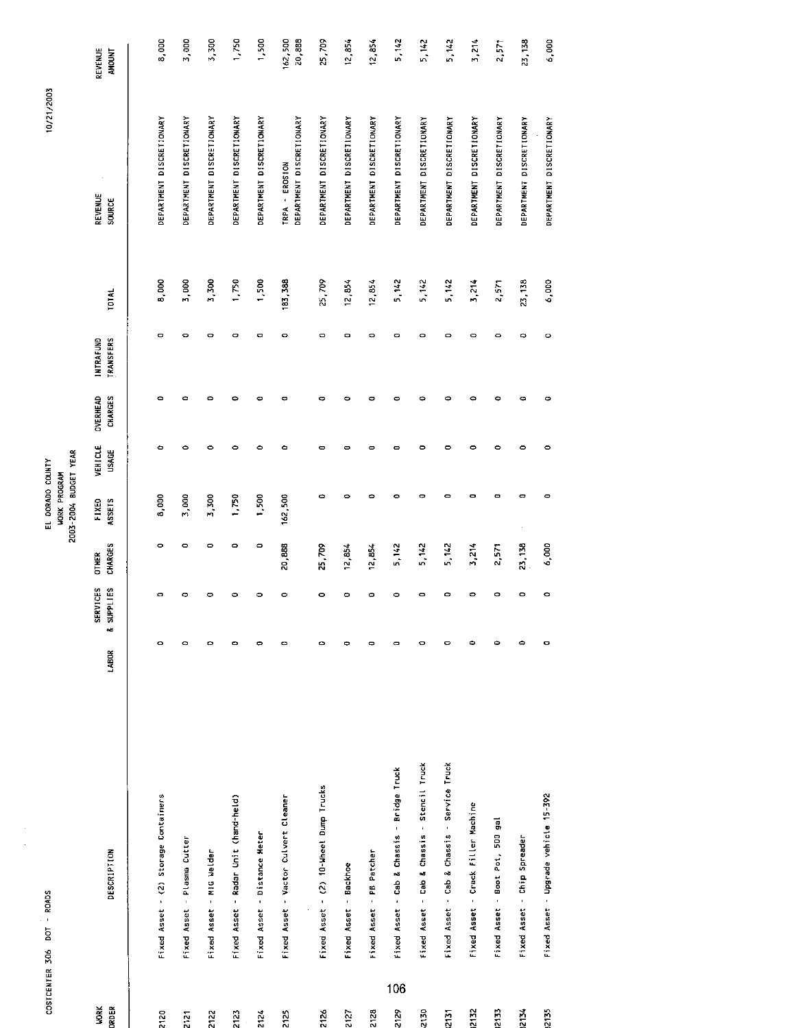COSTCENTER 306 DOT - ROADS

EL DORADO COUNTY
WORK PROGRAM
2003-2004 BUDGET YEAR

10/21/2003

| WORK ORDER | DESCRIPTION | LABOR | SERVICES & SUPPLIES | OTHER CHARGES | FIXED ASSETS | VEHICLE USAGE | OVERHEAD CHARGES | INTRAFUND TRANSFERS | TOTAL | REVENUE SOURCE | REVENUE AMOUNT |
|---|---|---|---|---|---|---|---|---|---|---|---|
| 2120 | Fixed Asset - (2) Storage Containers | | 0 | 0 | 8,000 | 0 | 0 | 0 | 8,000 | DEPARTMENT DISCRETIONARY | 8,000 |
| 2121 | Fixed Asset - Plasma Cutter | | 0 | 0 | 3,000 | 0 | 0 | 0 | 3,000 | DEPARTMENT DISCRETIONARY | 3,000 |
| 2122 | Fixed Asset - MIG Welder | | 0 | 0 | 3,300 | 0 | 0 | 0 | 3,300 | DEPARTMENT DISCRETIONARY | 3,300 |
| 2123 | Fixed Asset - Radar Unit (hand-held) | | 0 | 0 | 1,750 | 0 | 0 | 0 | 1,750 | DEPARTMENT DISCRETIONARY | 1,750 |
| 2124 | Fixed Asset - Distance Meter | | 0 | 0 | 1,500 | 0 | 0 | 0 | 1,500 | DEPARTMENT DISCRETIONARY | 1,500 |
| 2125 | Fixed Asset - Vactor Culvert Cleaner | | 0 | 20,888 | 162,500 | 0 | 0 | 0 | 183,388 | TRPA - EROSION<br>DEPARTMENT DISCRETIONARY | 162,500<br>20,888 |
| 2126 | Fixed Asset - (2) 10-Wheel Dump Trucks | | 0 | 25,709 | 0 | 0 | 0 | 0 | 25,709 | DEPARTMENT DISCRETIONARY | 25,709 |
| 2127 | Fixed Asset - Backhoe | | 0 | 12,854 | 0 | 0 | 0 | 0 | 12,854 | DEPARTMENT DISCRETIONARY | 12,854 |
| 2128 | Fixed Asset - PB Patcher | | 0 | 12,854 | 0 | 0 | 0 | 0 | 12,854 | DEPARTMENT DISCRETIONARY | 12,854 |
| 2129 | Fixed Asset - Cab & Chassis - Bridge Truck | | 0 | 5,142 | 0 | 0 | 0 | 0 | 5,142 | DEPARTMENT DISCRETIONARY | 5,142 |
| 2130 | Fixed Asset - Cab & Chassis - Stencil Truck | | 0 | 5,142 | 0 | 0 | 0 | 0 | 5,142 | DEPARTMENT DISCRETIONARY | 5,142 |
| 2131 | Fixed Asset - Cab & Chassis - Service Truck | | 0 | 5,142 | 0 | 0 | 0 | 0 | 5,142 | DEPARTMENT DISCRETIONARY | 5,142 |
| 2132 | Fixed Asset - Crack Filler Machine | | 0 | 3,214 | 0 | 0 | 0 | 0 | 3,214 | DEPARTMENT DISCRETIONARY | 3,214 |
| 2133 | Fixed Asset - Boot Pot, 500 gal | | 0 | 2,571 | 0 | 0 | 0 | 0 | 2,571 | DEPARTMENT DISCRETIONARY | 2,571 |
| 2134 | Fixed Asset - Chip Spreader | | 0 | 23,138 | 0 | 0 | 0 | 0 | 23,138 | DEPARTMENT DISCRETIONARY | 23,138 |
| 2135 | Fixed Asset - Upgrade vehicle 15-392 | | 0 | 6,000 | 0 | 0 | 0 | 0 | 6,000 | DEPARTMENT DISCRETIONARY | 6,000 |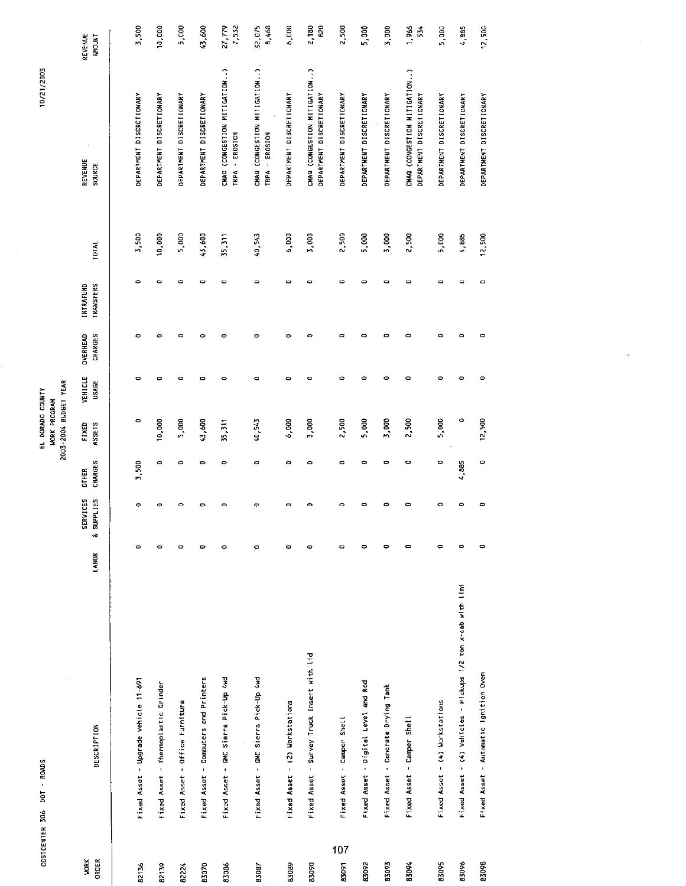COSTCENTER 306 DOT - ROADS

EL DORADO COUNTY
WORK PROGRAM
2003-2004 BUDGET YEAR

10/21/2003

| WORK ORDER | DESCRIPTION | LABOR | SERVICES & SUPPLIES | OTHER CHARGES | FIXED ASSETS | VEHICLE USAGE | OVERHEAD CHARGES | INTRAFUND TRANSFERS | TOTAL | REVENUE SOURCE | REVENUE AMOUNT |
|---|---|---|---|---|---|---|---|---|---|---|---|
| 82136 | Fixed Asset - Upgrade vehicle 11-691 | 0 | 0 | 3,500 | 0 | 0 | 0 | 0 | 3,500 | DEPARTMENT DISCRETIONARY | 3,500 |
| 82139 | Fixed Asset - Thermoplastic Grinder | 0 | 0 | 0 | 10,000 | 0 | 0 | 0 | 10,000 | DEPARTMENT DISCRETIONARY | 10,000 |
| 82224 | Fixed Asset - Office Furniture | 0 | 0 | 0 | 5,000 | 0 | 0 | 0 | 5,000 | DEPARTMENT DISCRETIONARY | 5,000 |
| 83070 | Fixed Asset - Computers and Printers | 0 | 0 | 0 | 43,600 | 0 | 0 | 0 | 43,600 | DEPARTMENT DISCRETIONARY | 43,600 |
| 83086 | Fixed Asset - GMC Sierra Pick-Up 4wd | 0 | 0 | 0 | 35,311 | 0 | 0 | 0 | 35,311 | CMAQ (CONGESTION MITIGATION..) | 27,779 |
| | | | | | | | | | | TRPA - EROSION | 7,532 |
| 83087 | Fixed Asset - GMC Sierra Pick-Up 4wd | 0 | 0 | 0 | 40,543 | 0 | 0 | 0 | 40,543 | CMAQ (CONGESTION MITIGATION..) | 32,075 |
| | | | | | | | | | | TRPA - EROSION | 8,468 |
| 83089 | Fixed Asset - (2) Workstations | 0 | 0 | 0 | 6,000 | 0 | 0 | 0 | 6,000 | DEPARTMENT DISCRETIONARY | 6,000 |
| 83090 | Fixed Asset - Survey Truck Insert with lid | 0 | 0 | 0 | 3,000 | 0 | 0 | 0 | 3,000 | CMAQ (CONGESTION MITIGATION..) | 2,180 |
| | | | | | | | | | | DEPARTMENT DISCRETIONARY | 820 |
| 83091 | Fixed Asset - Camper Shell | 0 | 0 | 0 | 2,500 | 0 | 0 | 0 | 2,500 | DEPARTMENT DISCRETIONARY | 2,500 |
| 83092 | Fixed Asset - Digital Level and Rod | 0 | 0 | 0 | 5,000 | 0 | 0 | 0 | 5,000 | DEPARTMENT DISCRETIONARY | 5,000 |
| 83093 | Fixed Asset - Concrete Drying Tank | 0 | 0 | 0 | 3,000 | 0 | 0 | 0 | 3,000 | DEPARTMENT DISCRETIONARY | 3,000 |
| 83094 | Fixed Asset - Camper Shell | 0 | 0 | 0 | 2,500 | 0 | 0 | 0 | 2,500 | CMAQ (CONGESTION MITIGATION..) | 1,966 |
| | | | | | | | | | | DEPARTMENT DISCRETIONARY | 534 |
| 83095 | Fixed Asset - (4) Workstations | 0 | 0 | 0 | 5,000 | 0 | 0 | 0 | 5,000 | DEPARTMENT DISCRETIONARY | 5,000 |
| 83096 | Fixed Asset - (4) Vehicles - Pickups 1/2 ton x-cab with limi | 0 | 0 | 4,885 | 0 | 0 | 0 | 0 | 4,885 | DEPARTMENT DISCRETIONARY | 4,885 |
| 83098 | Fixed Asset - Automatic Ignition Oven | 0 | 0 | 0 | 12,500 | 0 | 0 | 0 | 12,500 | DEPARTMENT DISCRETIONARY | 12,500 |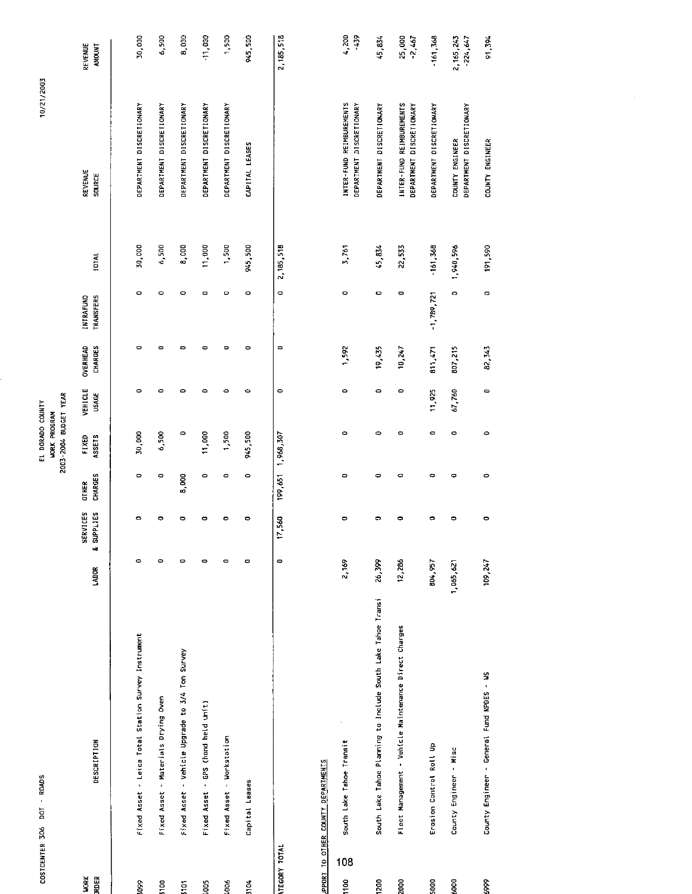COSTCENTER 306 DOT - ROADS

EL DORADO COUNTY
WORK PROGRAM
2003-2004 BUDGET YEAR

10/21/2003

| WORK ORDER | DESCRIPTION | LABOR | SERVICES & SUPPLIES | OTHER CHARGES | FIXED ASSETS | VEHICLE USAGE | OVERHEAD CHARGES | INTRAFUND TRANSFERS | TOTAL | REVENUE SOURCE | REVENUE AMOUNT |
|---|---|---|---|---|---|---|---|---|---|---|---|
| 5099 | Fixed Asset - Leica Total Station Survey Instrument | 0 | 0 | 0 | 30,000 | 0 | 0 | 0 | 30,000 | DEPARTMENT DISCRETIONARY | 30,000 |
| 5100 | Fixed Asset - Materials Drying Oven | 0 | 0 | 0 | 6,500 | 0 | 0 | 0 | 6,500 | DEPARTMENT DISCRETIONARY | 6,500 |
| 5101 | Fixed Asset - Vehicle Upgrade to 3/4 Ton Survey | 0 | 0 | 8,000 | 0 | 0 | 0 | 0 | 8,000 | DEPARTMENT DISCRETIONARY | 8,000 |
| 3005 | Fixed Asset - GPS (hand held unit) | 0 | 0 | 0 | 11,000 | 0 | 0 | 0 | 11,000 | DEPARTMENT DISCRETIONARY | 11,000 |
| 3006 | Fixed Asset - Workstation | 0 | 0 | 0 | 1,500 | 0 | 0 | 0 | 1,500 | DEPARTMENT DISCRETIONARY | 1,500 |
| 3104 | Capital Leases | 0 | 0 | 0 | 945,500 | 0 | 0 | 0 | 945,500 | CAPITAL LEASES | 945,500 |
| CATEGORY TOTAL | | 0 | 17,560 | 199,651 | 1,968,307 | 0 | 0 | 0 | 2,185,518 | | 2,185,518 |
| SUPPORT TO OTHER COUNTY DEPARTMENTS | | | | | | | | | | | |
| 1100 | South Lake Tahoe Transit | 2,169 | 0 | 0 | 0 | 0 | 1,592 | 0 | 3,761 | INTER-FUND REIMBURSEMENTS<br>DEPARTMENT DISCRETIONARY | 4,200<br>-439 |
| 1200 | South Lake Tahoe Planning to Include South Lake Tahoe Transi | 26,399 | 0 | 0 | 0 | 0 | 19,435 | 0 | 45,834 | DEPARTMENT DISCRETIONARY | 45,834 |
| 2000 | Fleet Management - Vehicle Maintenance Direct Charges | 12,286 | 0 | 0 | 0 | 0 | 10,247 | 0 | 22,533 | INTER-FUND REIMBURSEMENTS<br>DEPARTMENT DISCRETIONARY | 25,000<br>-2,467 |
| 5000 | Erosion Control Roll Up | 804,957 | 0 | 0 | 0 | 11,925 | 811,471 | -1,789,721 | -161,368 | DEPARTMENT DISCRETIONARY | -161,368 |
| 6000 | County Engineer - Misc | 1,065,621 | 0 | 0 | 0 | 67,760 | 807,215 | 0 | 1,940,596 | COUNTY ENGINEER<br>DEPARTMENT DISCRETIONARY | 2,165,243<br>-224,647 |
| 6999 | County Engineer - General Fund NPDES - WS | 109,247 | 0 | 0 | 0 | 0 | 82,343 | 0 | 191,590 | COUNTY ENGINEER | 91,394 |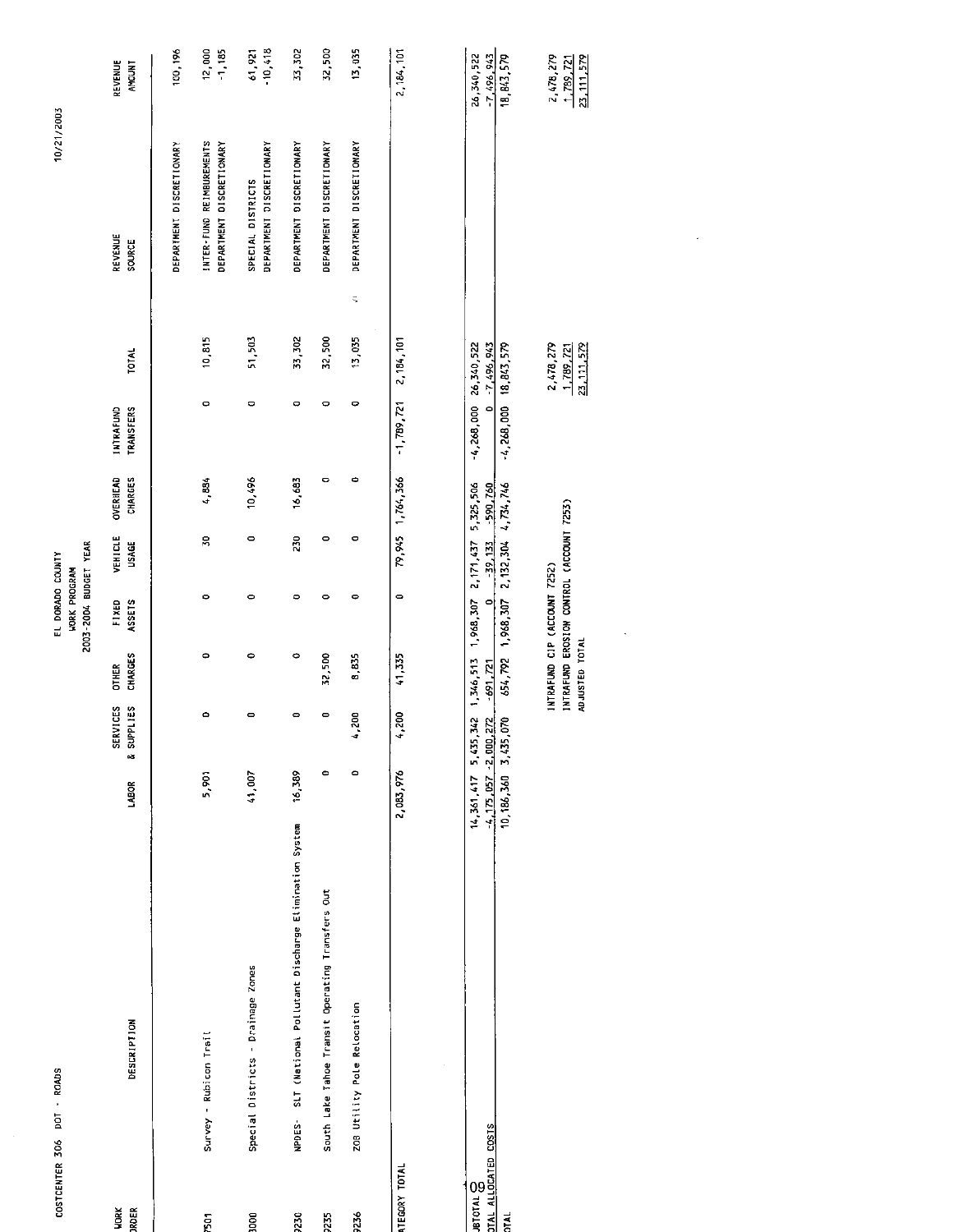COSTCENTER 306 DOT - ROADS

EL DORADO COUNTY
WORK PROGRAM
2003-2004 BUDGET YEAR

10/21/2003

| WORK ORDER | DESCRIPTION | LABOR | SERVICES & SUPPLIES | OTHER CHARGES | FIXED ASSETS | VEHICLE USAGE | OVERHEAD CHARGES | INTRAFUND TRANSFERS | TOTAL | REVENUE SOURCE | REVENUE AMOUNT |
|---|---|---|---|---|---|---|---|---|---|---|---|
| | | | | | | | | | | DEPARTMENT DISCRETIONARY | 100,196 |
| 7501 | Survey - Rubicon Trail | 5,901 | 0 | 0 | 0 | 30 | 4,884 | 0 | 10,815 | INTER-FUND REIMBURSEMENTS | 12,000 |
| | | | | | | | | | | DEPARTMENT DISCRETIONARY | -1,185 |
| 3000 | Special Districts - Drainage Zones | 41,007 | 0 | 0 | 0 | 0 | 10,496 | 0 | 51,503 | SPECIAL DISTRICTS | 61,921 |
| | | | | | | | | | | DEPARTMENT DISCRETIONARY | -10,418 |
| 9230 | NPDES- SLT (National Pollutant Discharge Elimination System | 16,389 | 0 | 0 | 0 | 230 | 16,683 | 0 | 33,302 | DEPARTMENT DISCRETIONARY | 33,302 |
| 9235 | South Lake Tahoe Transit Operating Transfers Out | 0 | 0 | 32,500 | 0 | 0 | 0 | 0 | 32,500 | DEPARTMENT DISCRETIONARY | 32,500 |
| 9236 | ZOB Utility Pole Relocation | 0 | 4,200 | 8,835 | 0 | 0 | 0 | 0 | 13,035 | DEPARTMENT DISCRETIONARY | 13,035 |
| CATEGORY TOTAL | | 2,083,976 | 4,200 | 41,335 | 0 | 79,945 | 1,764,366 | -1,789,721 | 2,184,101 | | 2,184,101 |
| SUBTOTAL | | 14,361,417 | 5,435,342 | 1,346,513 | 1,968,307 | 2,171,437 | 5,325,506 | -4,268,000 | 26,340,522 | | 26,340,522 |
| TOTAL ALLOCATED COSTS | | -4,175,057 | -2,000,272 | -691,721 | 0 | -39,133 | -590,760 | 0 | -7,496,943 | | -7,496,943 |
| TOTAL | | 10,186,360 | 3,435,070 | 654,792 | 1,968,307 | 2,132,304 | 4,734,746 | -4,268,000 | 18,843,579 | | 18,843,579 |

| | TOTAL | REVENUE AMOUNT |
|---|---|---|
| INTRAFUND CIP (ACCOUNT 7252) | 2,478,279 | 2,478,279 |
| INTRAFUND EROSION CONTROL (ACCOUNT 7253) | 1,789,721 | 1,789,721 |
| ADJUSTED TOTAL | 23,111,579 | 23,111,579 |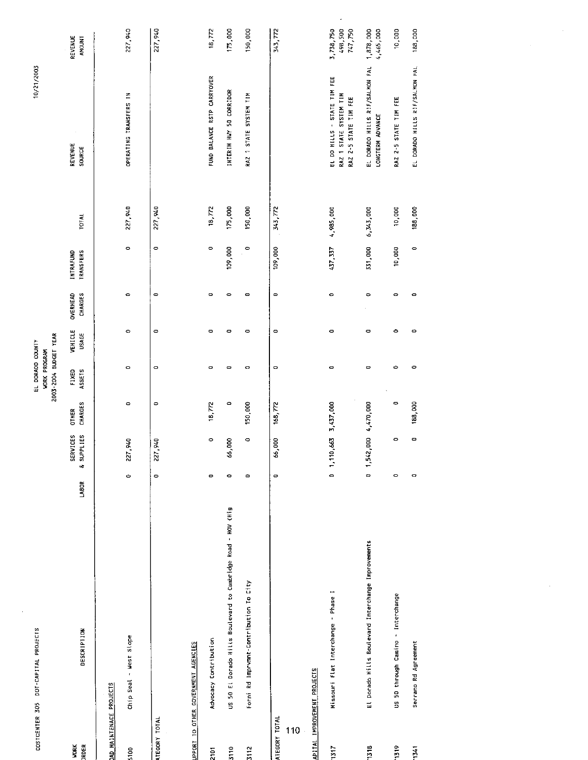COSTCENTER 305 DOT-CAPITAL PROJECTS

EL DORADO COUNTY
WORK PROGRAM
2003-2004 BUDGET YEAR

10/21/2003

| WORK ORDER | DESCRIPTION | LABOR | SERVICES & SUPPLIES | OTHER CHARGES | FIXED ASSETS | VEHICLE USAGE | OVERHEAD CHARGES | INTRAFUND TRANSFERS | TOTAL | REVENUE SOURCE | REVENUE AMOUNT |
|---|---|---|---|---|---|---|---|---|---|---|---|
| OAD MAINTENACE PROJECTS | | | | | | | | | | | |
| 5100 | Chip Seal - West Slope | 0 | 227,940 | 0 | 0 | 0 | 0 | 0 | 227,940 | OPERATING TRANSFERS IN | 227,940 |
| ATEGORY TOTAL | | 0 | 227,940 | 0 | 0 | 0 | 0 | 0 | 227,940 | | 227,940 |
| UPPORT TO OTHER GOVERNMENT AGENCIES | | | | | | | | | | | |
| 2101 | Advocacy Contribution | 0 | 0 | 18,772 | 0 | 0 | 0 | 0 | 18,772 | FUND BALANCE RSTP CARRYOVER | 18,772 |
| 3110 | US 50 El Dorado Hills Boulevard to Cambridge Road - HOV (Hig | 0 | 66,000 | 0 | 0 | 0 | 0 | 109,000 | 175,000 | INTERIM HWY 50 CORRIDOR | 175,000 |
| 3112 | Forni Rd Imprvmnt-Contribution To City | 0 | 0 | 150,000 | 0 | 0 | 0 | 0 | 150,000 | RAZ 1 STATE SYSTEM TIM | 150,000 |
| ATEGORY TOTAL | | 0 | 66,000 | 168,772 | 0 | 0 | 0 | 109,000 | 343,772 | | 343,772 |
| APITAL IMPROVEMENT PROJECTS | | | | | | | | | | | |
| 1317 | Missouri Flat Interchange - Phase I | 0 | 1,110,663 | 3,437,000 | 0 | 0 | 0 | 437,337 | 4,985,000 | EL DO HILLS - STATE TIM FEE | 3,738,750 |
| | | | | | | | | | | RAZ 1 STATE SYSTEM TIM | 498,500 |
| | | | | | | | | | | RAZ 2-5 STATE TIM FEE | 747,750 |
| 1318 | El Dorado Hills Boulevard Interchange Improvements | 0 | 1,542,000 | 4,470,000 | 0 | 0 | 0 | 331,000 | 6,343,000 | EL DORADO HILLS RIF/SALMON FAL | 1,878,000 |
| | | | | | | | | | | LONGTERM ADVANCE | 4,465,000 |
| 1319 | US 50 through Camino - Interchange | 0 | 0 | 0 | 0 | 0 | 0 | 10,000 | 10,000 | RAZ 2-5 STATE TIM FEE | 10,000 |
| 1341 | Serrano Rd Agreement | 0 | 0 | 188,000 | 0 | 0 | 0 | 0 | 188,000 | EL DORADO HILLS RIF/SALMON FAL | 188,000 |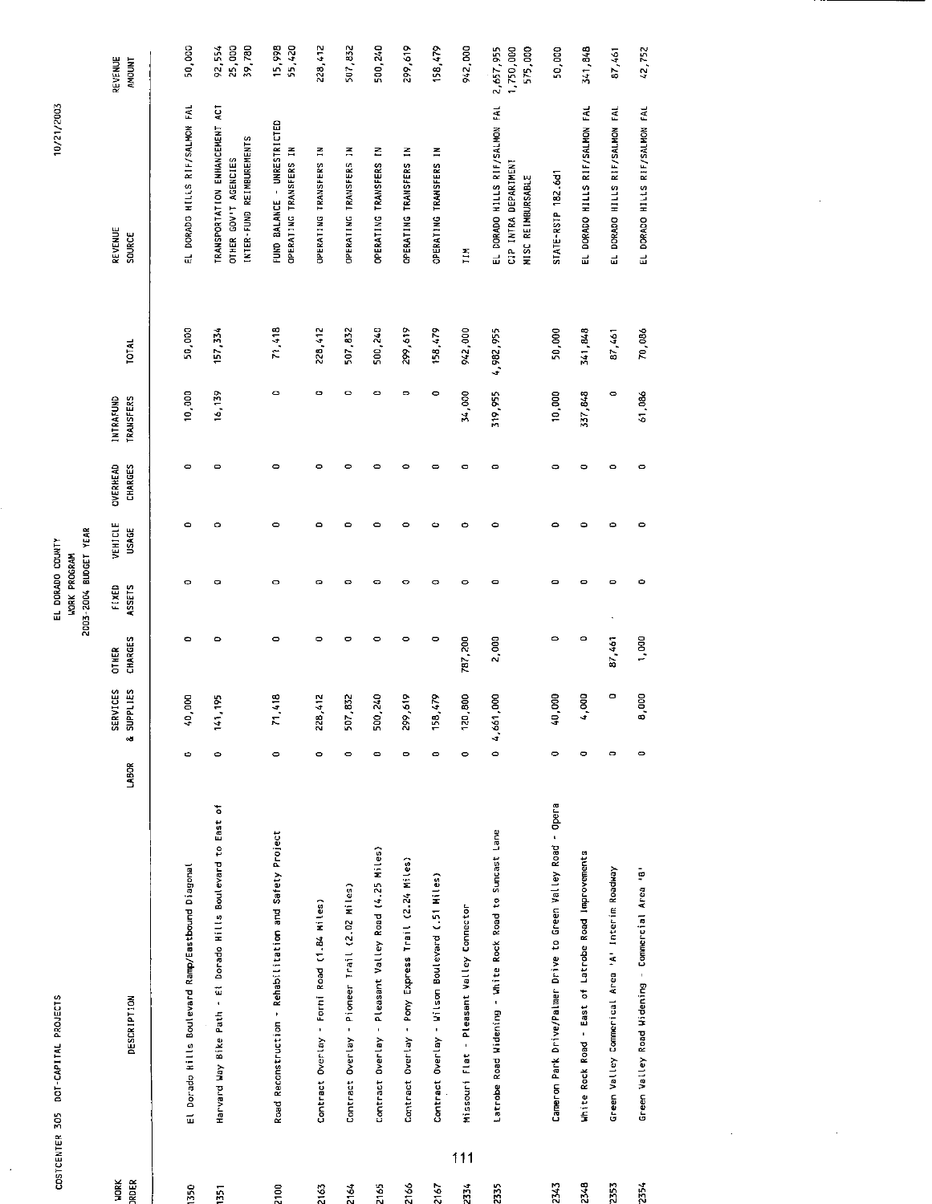COSTCENTER 305 DOT-CAPITAL PROJECTS

EL DORADO COUNTY
WORK PROGRAM
2003-2004 BUDGET YEAR

10/21/2003

| WORK ORDER | DESCRIPTION | LABOR | SERVICES & SUPPLIES | OTHER CHARGES | FIXED ASSETS | VEHICLE USAGE | OVERHEAD CHARGES | INTRAFUND TRANSFERS | TOTAL | REVENUE SOURCE | REVENUE AMOUNT |
|---|---|---|---|---|---|---|---|---|---|---|---|
| 1350 | El Dorado Hills Boulevard Ramp/Eastbound Diagonal | 0 | 40,000 | 0 | 0 | 0 | 0 | 10,000 | 50,000 | EL DORADO HILLS RIF/SALMON FAL | 50,000 |
| 1351 | Harvard Way Bike Path - El Dorado Hills Boulevard to East of | 0 | 141,195 | 0 | 0 | 0 | 0 | 16,139 | 157,334 | TRANSPORTATION ENHANCEMENT ACT | 92,554 |
| | | | | | | | | | | OTHER GOV'T AGENCIES | 25,000 |
| | | | | | | | | | | INTER-FUND REIMBURSEMENTS | 39,780 |
| 2100 | Road Reconstruction - Rehabilitation and Safety Project | 0 | 71,418 | 0 | 0 | 0 | 0 | 0 | 71,418 | FUND BALANCE - UNRESTRICTED | 15,998 |
| | | | | | | | | | | OPERATING TRANSFERS IN | 55,420 |
| 2163 | Contract Overlay - Forni Road (1.84 Miles) | 0 | 228,412 | 0 | 0 | 0 | 0 | 0 | 228,412 | OPERATING TRANSFERS IN | 228,412 |
| 2164 | Contract Overlay - Pioneer Trail (2.02 Miles) | 0 | 507,832 | 0 | 0 | 0 | 0 | 0 | 507,832 | OPERATING TRANSFERS IN | 507,832 |
| 2165 | Contract Overlay - Pleasant Valley Road (4.25 Miles) | 0 | 500,240 | 0 | 0 | 0 | 0 | 0 | 500,240 | OPERATING TRANSFERS IN | 500,240 |
| 2166 | Contract Overlay - Pony Express Trail (2.24 Miles) | 0 | 299,619 | 0 | 0 | 0 | 0 | 0 | 299,619 | OPERATING TRANSFERS IN | 299,619 |
| 2167 | Contract Overlay - Wilson Boulevard (.51 Miles) | 0 | 158,479 | 0 | 0 | 0 | 0 | 0 | 158,479 | OPERATING TRANSFERS IN | 158,479 |
| 2334 | Missouri Flat - Pleasant Valley Connector | 0 | 120,800 | 787,200 | 0 | 0 | 0 | 34,000 | 942,000 | TIM | 942,000 |
| 2335 | Latrobe Road Widening - White Rock Road to Suncast Lane | 0 | 4,661,000 | 2,000 | 0 | 0 | 0 | 319,955 | 4,982,955 | EL DORADO HILLS RIF/SALMON FAL | 2,657,955 |
| | | | | | | | | | | CIP INTRA DEPARTMENT | 1,750,000 |
| | | | | | | | | | | MISC REIMBURSABLE | 575,000 |
| 2343 | Cameron Park Drive/Palmer Drive to Green Valley Road - Opera | 0 | 40,000 | 0 | 0 | 0 | 0 | 10,000 | 50,000 | STATE-RSTP 182.6d1 | 50,000 |
| 2348 | White Rock Road - East of Latrobe Road Improvements | 0 | 4,000 | 0 | 0 | 0 | 0 | 337,848 | 341,848 | EL DORADO HILLS RIF/SALMON FAL | 341,848 |
| 2353 | Green Valley Commerical Area 'A' Interim Roadway | 0 | 0 | 87,461 | 0 | 0 | 0 | 0 | 87,461 | EL DORADO HILLS RIF/SALMON FAL | 87,461 |
| 2354 | Green Valley Road Widening - Commercial Area 'B' | 0 | 8,000 | 1,000 | 0 | 0 | 0 | 61,086 | 70,086 | EL DORADO HILLS RIF/SALMON FAL | 42,752 |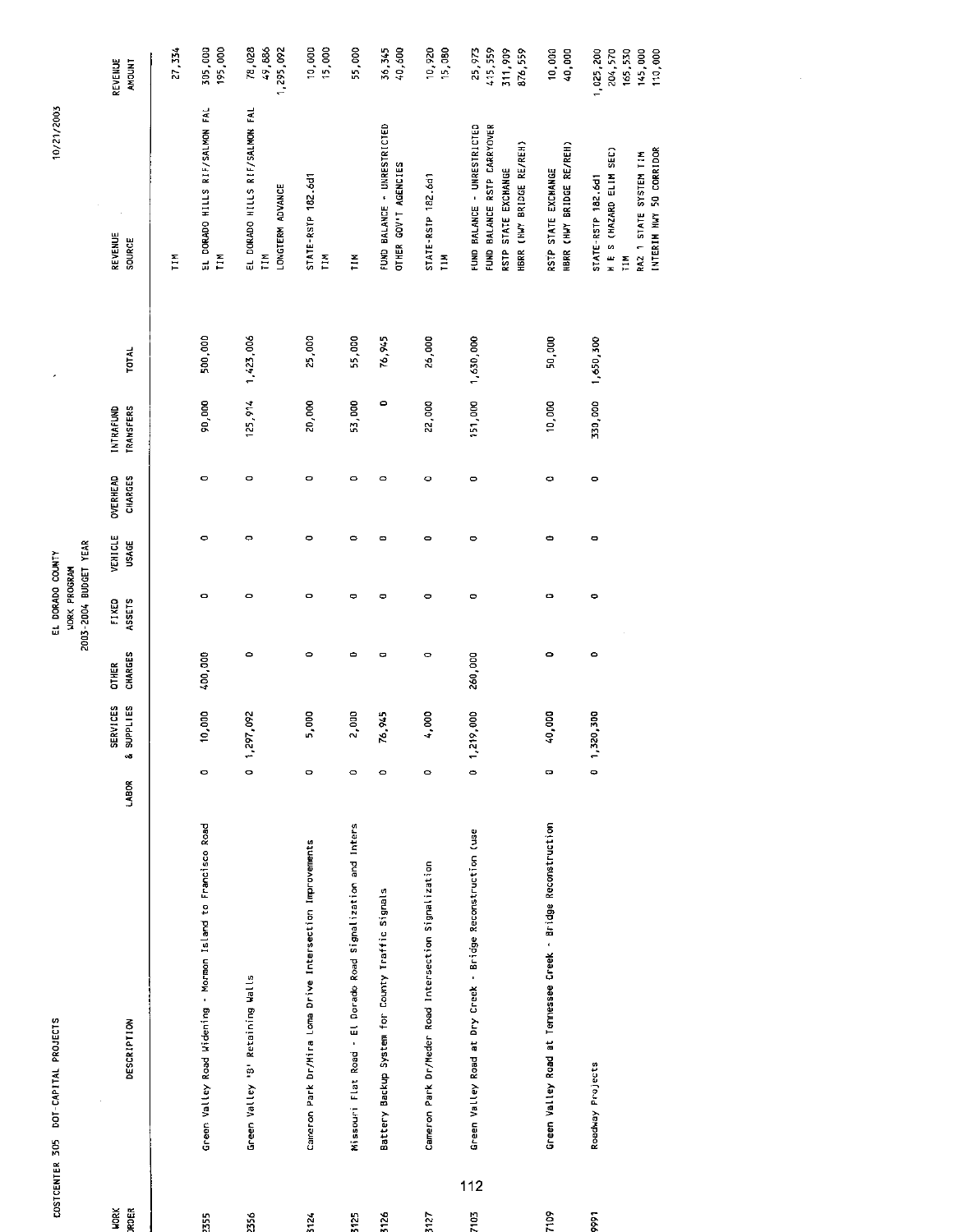COSTCENTER 305 DOT-CAPITAL PROJECTS

EL DORADO COUNTY
WORK PROGRAM
2003-2004 BUDGET YEAR

10/21/2003

| WORK ORDER | DESCRIPTION | LABOR | SERVICES & SUPPLIES | OTHER CHARGES | FIXED ASSETS | VEHICLE USAGE | OVERHEAD CHARGES | INTRAFUND TRANSFERS | TOTAL | REVENUE SOURCE | REVENUE AMOUNT |
|---|---|---|---|---|---|---|---|---|---|---|---|
| | | | | | | | | | | TIM | 27,334 |
| 2355 | Green Valley Road Widening - Mormon Island to Francisco Road | 0 | 10,000 | 400,000 | 0 | 0 | 0 | 90,000 | 500,000 | EL DORADO HILLS RIF/SALMON FAL | 305,000 |
| | | | | | | | | | | TIM | 195,000 |
| 2356 | Green Valley 'B' Retaining Walls | 0 | 1,297,092 | 0 | 0 | 0 | 0 | 125,914 | 1,423,006 | EL DORADO HILLS RIF/SALMON FAL | 78,028 |
| | | | | | | | | | | TIM | 49,886 |
| | | | | | | | | | | LONGTERM ADVANCE | 1,295,092 |
| 3124 | Cameron Park Dr/Mira Loma Drive Intersection Improvements | 0 | 5,000 | 0 | 0 | 0 | 0 | 20,000 | 25,000 | STATE-RSTP 182.6d1 | 10,000 |
| | | | | | | | | | | TIM | 15,000 |
| 3125 | Missouri Flat Road - El Dorado Road Signalization and Inters | 0 | 2,000 | 0 | 0 | 0 | 0 | 53,000 | 55,000 | TIM | 55,000 |
| 3126 | Battery Backup System for County Traffic Signals | 0 | 76,945 | 0 | 0 | 0 | 0 | 0 | 76,945 | FUND BALANCE - UNRESTRICTED | 36,345 |
| | | | | | | | | | | OTHER GOV'T AGENCIES | 40,600 |
| 3127 | Cameron Park Dr/Meder Road Intersection Signalization | 0 | 4,000 | 0 | 0 | 0 | 0 | 22,000 | 26,000 | STATE-RSTP 182.6d1 | 10,920 |
| | | | | | | | | | | TIM | 15,080 |
| 7103 | Green Valley Road at Dry Creek - Bridge Reconstruction (use | 0 | 1,219,000 | 260,000 | 0 | 0 | 0 | 151,000 | 1,630,000 | FUND BALANCE - UNRESTRICTED | 25,973 |
| | | | | | | | | | | FUND BALANCE RSTP CARRYOVER | 415,559 |
| | | | | | | | | | | RSTP STATE EXCHANGE | 311,909 |
| | | | | | | | | | | HBRR (HWY BRIDGE RE/REH) | 876,559 |
| 7109 | Green Valley Road at Tennessee Creek - Bridge Reconstruction | 0 | 40,000 | 0 | 0 | 0 | 0 | 10,000 | 50,000 | RSTP STATE EXCHANGE | 10,000 |
| | | | | | | | | | | HBRR (HWY BRIDGE RE/REH) | 40,000 |
| 9991 | Roadway Projects | 0 | 1,320,300 | 0 | 0 | 0 | 0 | 330,000 | 1,650,300 | STATE-RSTP 182.6d1 | 1,025,200 |
| | | | | | | | | | | H E S (HAZARD ELIM SEC) | 204,570 |
| | | | | | | | | | | TIM | 165,530 |
| | | | | | | | | | | RA2 1 STATE SYSTEM TIM | 145,000 |
| | | | | | | | | | | INTERIM HWY 50 CORRIDOR | 110,000 |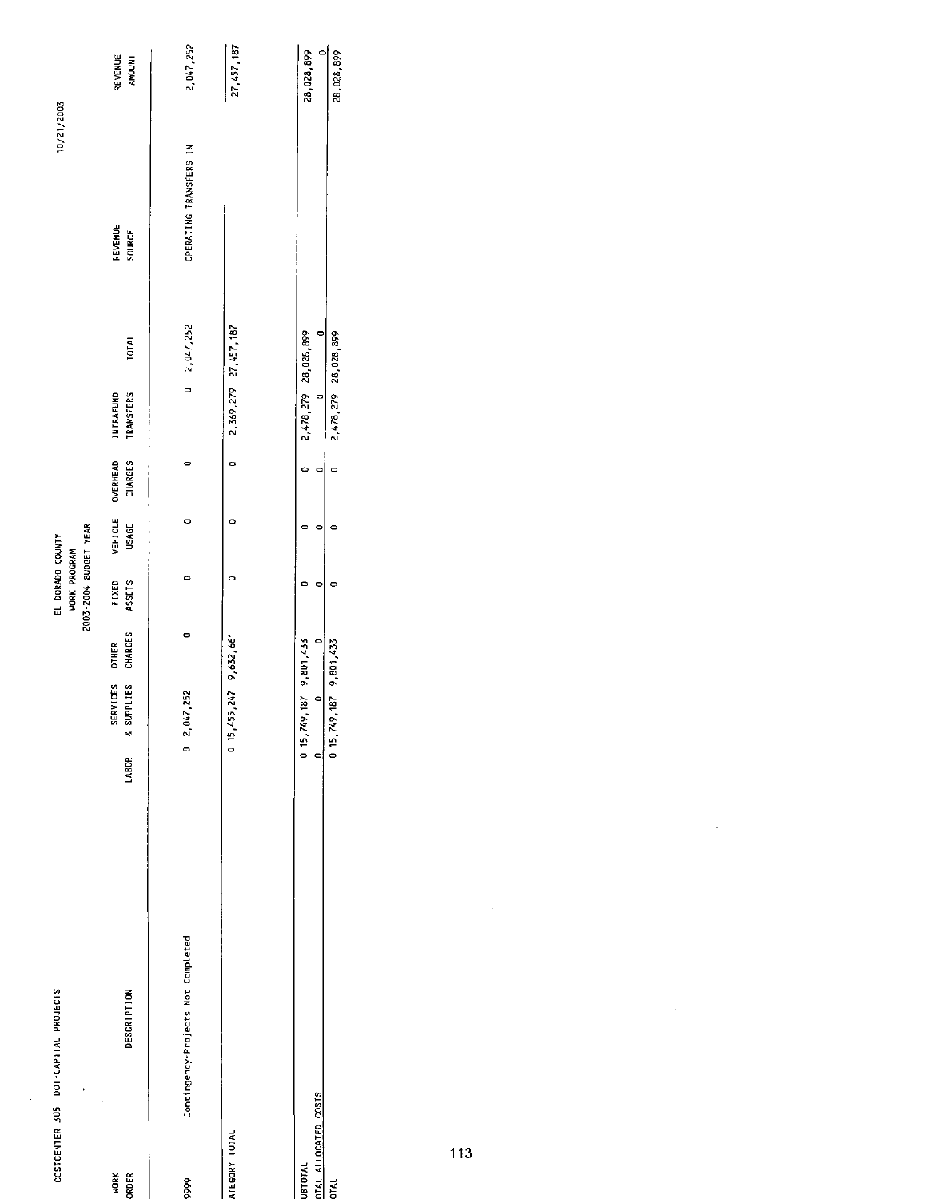COSTCENTER 305 DOT-CAPITAL PROJECTS

EL DORADO COUNTY
WORK PROGRAM
2003-2004 BUDGET YEAR

10/21/2003

| WORK ORDER | DESCRIPTION | LABOR | SERVICES & SUPPLIES | OTHER CHARGES | FIXED ASSETS | VEHICLE USAGE | OVERHEAD CHARGES | INTRAFUND TRANSFERS | TOTAL | REVENUE SOURCE | REVENUE AMOUNT |
|---|---|---|---|---|---|---|---|---|---|---|---|
| 9999 | Contingency-Projects Not Completed | 0 | 2,047,252 | 0 | 0 | 0 | 0 | 0 | 2,047,252 | OPERATING TRANSFERS IN | 2,047,252 |
| ATEGORY TOTAL | | 0 | 15,455,247 | 9,632,661 | 0 | 0 | 0 | 2,369,279 | 27,457,187 | | 27,457,187 |
| UBTOTAL | | 0 | 15,749,187 | 9,801,433 | 0 | 0 | 0 | 2,478,279 | 28,028,899 | | 28,028,899 |
| OTAL ALLOCATED COSTS | | 0 | 0 | 0 | 0 | 0 | 0 | 0 | 0 | | 0 |
| OTAL | | 0 | 15,749,187 | 9,801,433 | 0 | 0 | 0 | 2,478,279 | 28,028,899 | | 28,028,899 |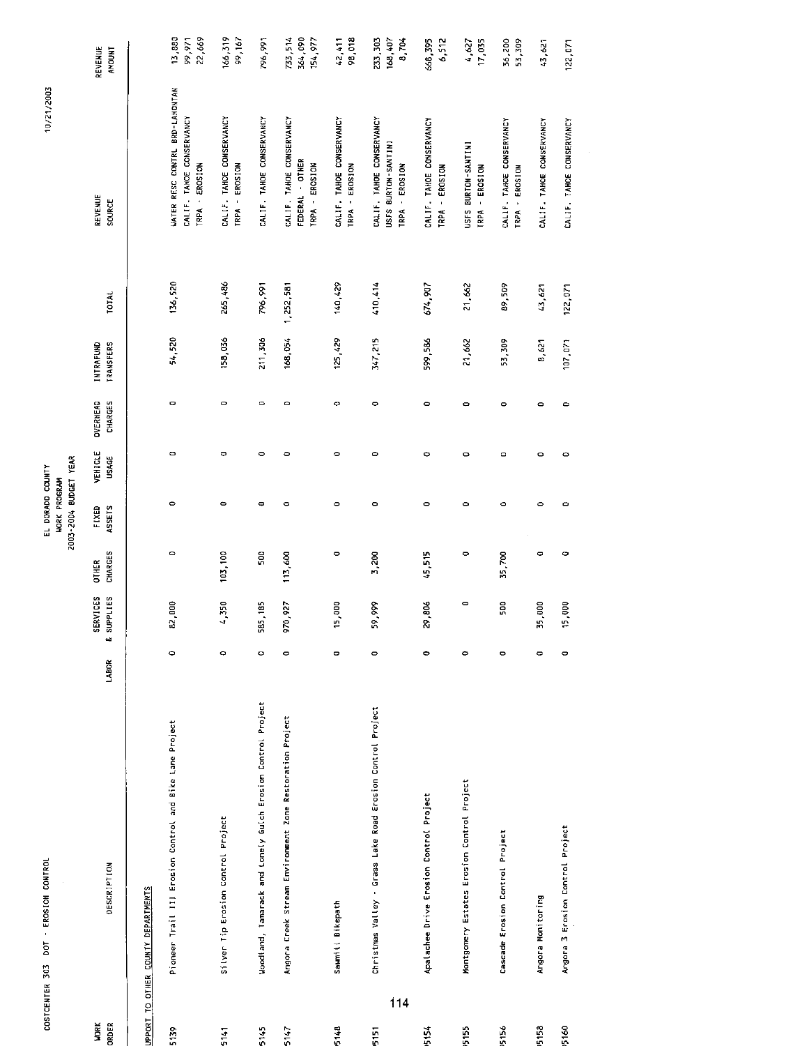COSTCENTER 303 DOT - EROSION CONTROL

EL DORADO COUNTY
WORK PROGRAM
2003-2004 BUDGET YEAR

10/21/2003

| WORK ORDER | DESCRIPTION | LABOR | SERVICES & SUPPLIES | OTHER CHARGES | FIXED ASSETS | VEHICLE USAGE | OVERHEAD CHARGES | INTRAFUND TRANSFERS | TOTAL | REVENUE SOURCE | REVENUE AMOUNT |
|---|---|---|---|---|---|---|---|---|---|---|---|
| SUPPORT TO OTHER COUNTY DEPARTMENTS | | | | | | | | | | | |
| 95139 | Pioneer Trail III Erosion Control and Bike Lane Project | 0 | 82,000 | 0 | 0 | 0 | 0 | 54,520 | 136,520 | WATER RESC CONTRL BRD-LAHONTAN | 13,880 |
| | | | | | | | | | | CALIF. TAHOE CONSERVANCY | 99,971 |
| | | | | | | | | | | TRPA - EROSION | 22,669 |
| 95141 | Silver Tip Erosion Control Project | 0 | 4,350 | 103,100 | 0 | 0 | 0 | 158,036 | 265,486 | CALIF. TAHOE CONSERVANCY | 166,319 |
| | | | | | | | | | | TRPA - EROSION | 99,167 |
| 95145 | Woodland, Tamarack and Lonely Gulch Erosion Control Project | 0 | 585,185 | 500 | 0 | 0 | 0 | 211,306 | 796,991 | CALIF. TAHOE CONSERVANCY | 796,991 |
| 95147 | Angora Creek Stream Environment Zone Restoration Project | 0 | 970,927 | 113,600 | 0 | 0 | 0 | 168,054 | 1,252,581 | CALIF. TAHOE CONSERVANCY | 733,514 |
| | | | | | | | | | | FEDERAL - OTHER | 364,090 |
| | | | | | | | | | | TRPA - EROSION | 154,977 |
| 95148 | Sawmill Bikepath | 0 | 15,000 | 0 | 0 | 0 | 0 | 125,429 | 140,429 | CALIF. TAHOE CONSERVANCY | 42,411 |
| | | | | | | | | | | TRPA - EROSION | 98,018 |
| 95151 | Christmas Valley - Grass Lake Road Erosion Control Project | 0 | 59,999 | 3,200 | 0 | 0 | 0 | 347,215 | 410,414 | CALIF. TAHOE CONSERVANCY | 233,303 |
| | | | | | | | | | | USFS BURTON-SANTINI | 168,407 |
| | | | | | | | | | | TRPA - EROSION | 8,704 |
| 95154 | Apalachee Drive Erosion Control Project | 0 | 29,806 | 45,515 | 0 | 0 | 0 | 599,586 | 674,907 | CALIF. TAHOE CONSERVANCY | 668,395 |
| | | | | | | | | | | TRPA - EROSION | 6,512 |
| 95155 | Montgomery Estates Erosion Control Project | 0 | 0 | 0 | 0 | 0 | 0 | 21,662 | 21,662 | USFS BURTON-SANTINI | 4,627 |
| | | | | | | | | | | TRPA - EROSION | 17,035 |
| 95156 | Cascade Erosion Control Project | 0 | 500 | 35,700 | 0 | 0 | 0 | 53,309 | 89,509 | CALIF. TAHOE CONSERVANCY | 36,200 |
| | | | | | | | | | | TRPA - EROSION | 53,309 |
| 95158 | Angora Monitoring | 0 | 35,000 | 0 | 0 | 0 | 0 | 8,621 | 43,621 | CALIF. TAHOE CONSERVANCY | 43,621 |
| 95160 | Angora 3 Erosion Control Project | 0 | 15,000 | 0 | 0 | 0 | 0 | 107,071 | 122,071 | CALIF. TAHOE CONSERVANCY | 122,071 |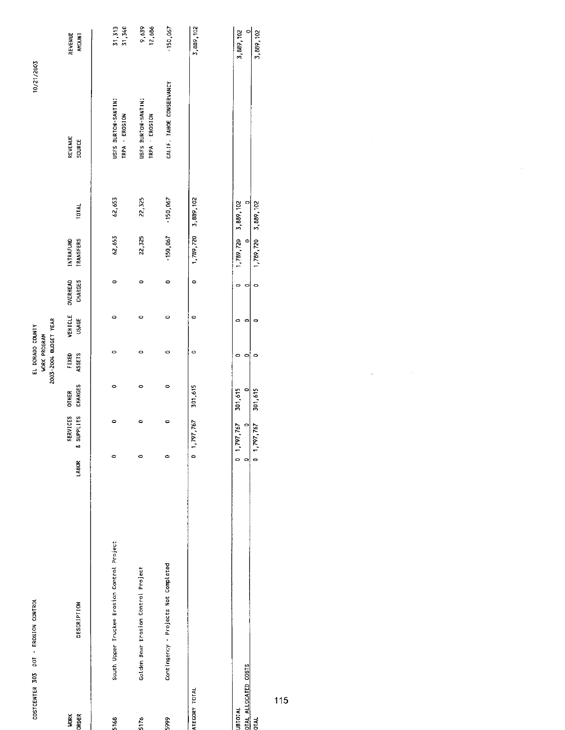COSTCENTER 303 DOT - EROSION CONTROL

EL DORADO COUNTY
WORK PROGRAM
2003-2004 BUDGET YEAR

10/21/2003

| WORK ORDER | DESCRIPTION | LABOR | SERVICES & SUPPLIES | OTHER CHARGES | FIXED ASSETS | VEHICLE USAGE | OVERHEAD CHARGES | INTRAFUND TRANSFERS | TOTAL | REVENUE SOURCE | REVENUE AMOUNT |
|---|---|---|---|---|---|---|---|---|---|---|---|
| 5168 | South Upper Truckee Erosion Control Project | 0 | 0 | 0 | 0 | 0 | 0 | 62,653 | 62,653 | USFS BURTON-SANTINI | 31,313 |
| | | | | | | | | | | TRPA - EROSION | 31,340 |
| 5176 | Golden Bear Erosion Control Project | 0 | 0 | 0 | 0 | 0 | 0 | 22,325 | 22,325 | USFS BURTON-SANTINI | 9,639 |
| | | | | | | | | | | TRPA - EROSION | 12,686 |
| 5999 | Contingency - Projects Not Completed | 0 | 0 | 0 | 0 | 0 | 0 | -150,067 | -150,067 | CALIF. TAHOE CONSERVANCY | -150,067 |
| ATEGORY TOTAL | | 0 | 1,797,767 | 301,615 | 0 | 0 | 0 | 1,789,720 | 3,889,102 | | 3,889,102 |
| UBTOTAL | | 0 | 1,797,767 | 301,615 | 0 | 0 | 0 | 1,789,720 | 3,889,102 | | 3,889,102 |
| OTAL ALLOCATED COSTS | | 0 | 0 | 0 | 0 | 0 | 0 | 0 | 0 | | 0 |
| OTAL | | 0 | 1,797,767 | 301,615 | 0 | 0 | 0 | 1,789,720 | 3,889,102 | | 3,889,102 |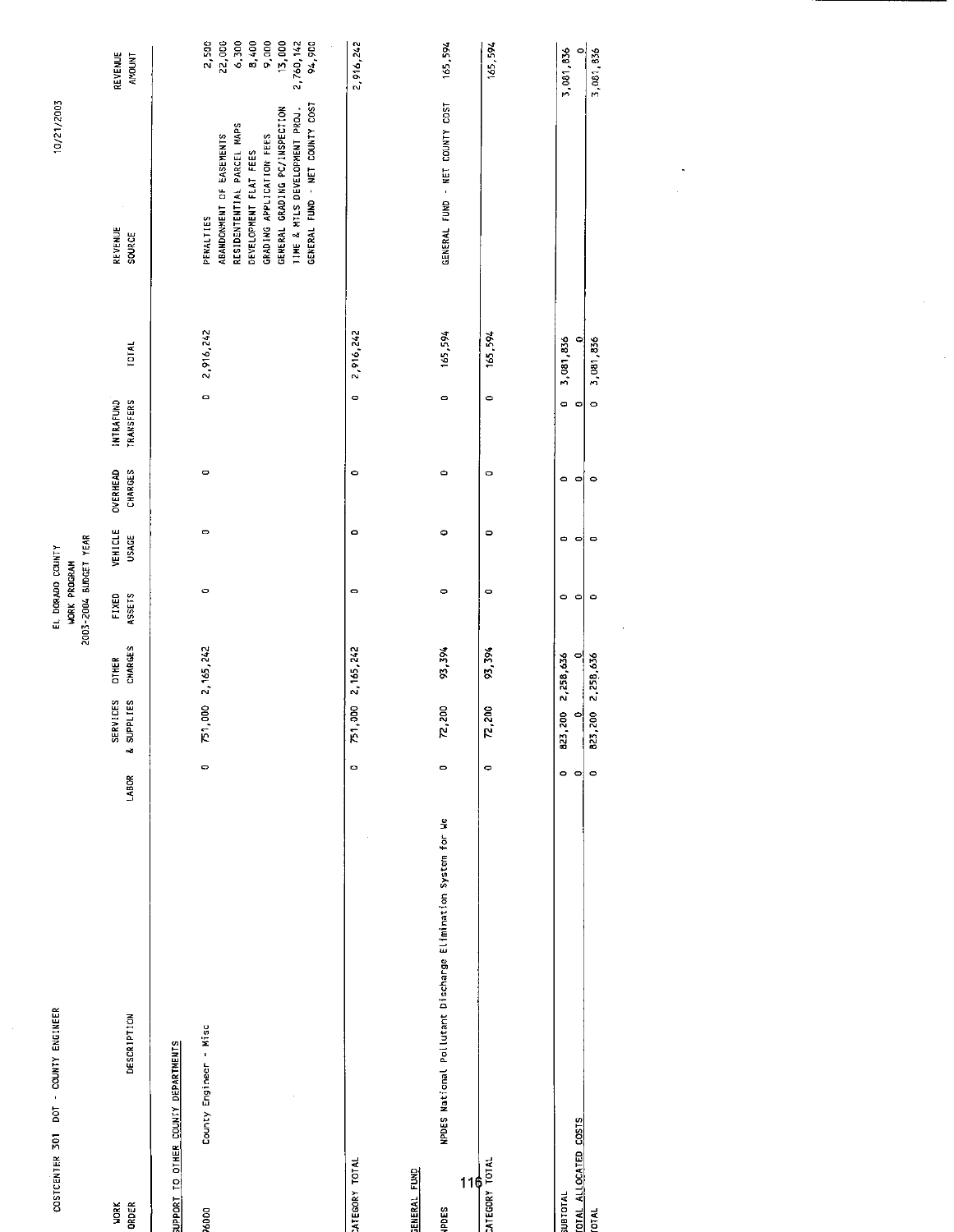COSTCENTER 301 DOT - COUNTY ENGINEER

EL DORADO COUNTY
WORK PROGRAM
2003-2004 BUDGET YEAR

10/21/2003

| WORK ORDER | DESCRIPTION | LABOR | SERVICES & SUPPLIES | OTHER CHARGES | FIXED ASSETS | VEHICLE USAGE | OVERHEAD CHARGES | INTRAFUND TRANSFERS | TOTAL | REVENUE SOURCE | REVENUE AMOUNT |
|---|---|---|---|---|---|---|---|---|---|---|---|
| SUPPORT TO OTHER COUNTY DEPARTMENTS | | | | | | | | | | | |
| 96000 | County Engineer - Misc | 0 | 751,000 | 2,165,242 | 0 | 0 | 0 | 0 | 2,916,242 | PENALTIES | 2,500 |
| | | | | | | | | | | ABANDONMENT OF EASEMENTS | 22,000 |
| | | | | | | | | | | RESIDENTIAL PARCEL MAPS | 6,300 |
| | | | | | | | | | | DEVELOPMENT FLAT FEES | 8,400 |
| | | | | | | | | | | GRADING APPLICATION FEES | 9,000 |
| | | | | | | | | | | GENERAL GRADING PC/INSPECTION | 13,000 |
| | | | | | | | | | | TIME & MTLS DEVELOPMENT PROJ. | 2,760,142 |
| | | | | | | | | | | GENERAL FUND - NET COUNTY COST | 94,900 |
| CATEGORY TOTAL | | 0 | 751,000 | 2,165,242 | 0 | 0 | 0 | 0 | 2,916,242 | | 2,916,242 |
| GENERAL FUND | | | | | | | | | | | |
| NPDES | NPDES National Pollutant Discharge Elimination System for We | 0 | 72,200 | 93,394 | 0 | 0 | 0 | 0 | 165,594 | GENERAL FUND - NET COUNTY COST | 165,594 |
| CATEGORY TOTAL | | 0 | 72,200 | 93,394 | 0 | 0 | 0 | 0 | 165,594 | | 165,594 |
| SUBTOTAL | | 0 | 823,200 | 2,258,636 | 0 | 0 | 0 | 0 | 3,081,836 | | 3,081,836 |
| TOTAL ALLOCATED COSTS | | 0 | 0 | 0 | 0 | 0 | 0 | 0 | 0 | | 0 |
| TOTAL | | 0 | 823,200 | 2,258,636 | 0 | 0 | 0 | 0 | 3,081,836 | | 3,081,836 |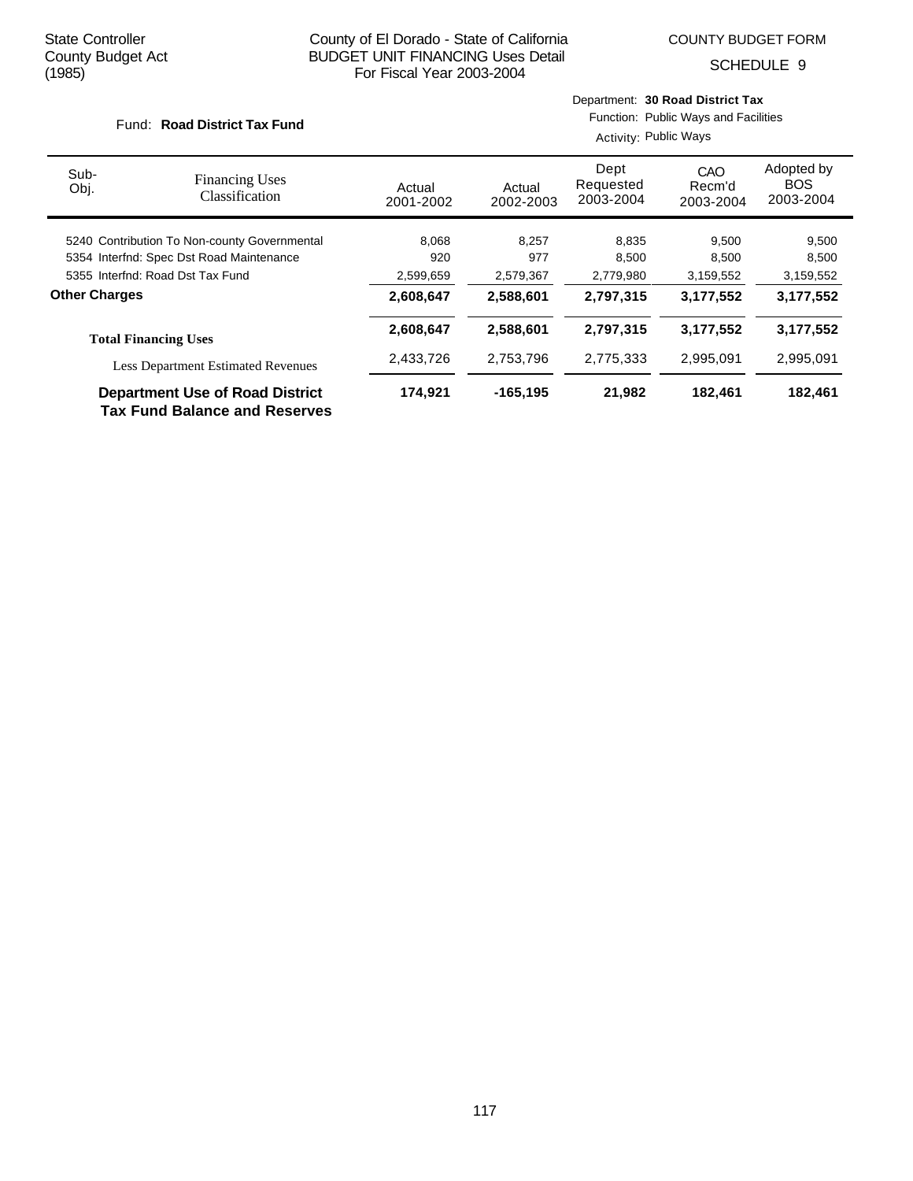State Controller
County Budget Act
(1985)

County of El Dorado - State of California
BUDGET UNIT FINANCING Uses Detail
For Fiscal Year 2003-2004

COUNTY BUDGET FORM
SCHEDULE 9

Fund: **Road District Tax Fund**

Department: **30 Road District Tax**
Function: Public Ways and Facilities
Activity: Public Ways

| Sub-Obj. | Financing Uses Classification | Actual 2001-2002 | Actual 2002-2003 | Dept Requested 2003-2004 | CAO Recm'd 2003-2004 | Adopted by BOS 2003-2004 |
|---|---|---|---|---|---|---|
| 5240 | Contribution To Non-county Governmental | 8,068 | 8,257 | 8,835 | 9,500 | 9,500 |
| 5354 | Interfnd: Spec Dst Road Maintenance | 920 | 977 | 8,500 | 8,500 | 8,500 |
| 5355 | Interfnd: Road Dst Tax Fund | 2,599,659 | 2,579,367 | 2,779,980 | 3,159,552 | 3,159,552 |
| **Other Charges** | | **2,608,647** | **2,588,601** | **2,797,315** | **3,177,552** | **3,177,552** |
| **Total Financing Uses** | | **2,608,647** | **2,588,601** | **2,797,315** | **3,177,552** | **3,177,552** |
| Less Department Estimated Revenues | | 2,433,726 | 2,753,796 | 2,775,333 | 2,995,091 | 2,995,091 |
| **Department Use of Road District Tax Fund Balance and Reserves** | | **174,921** | **-165,195** | **21,982** | **182,461** | **182,461** |